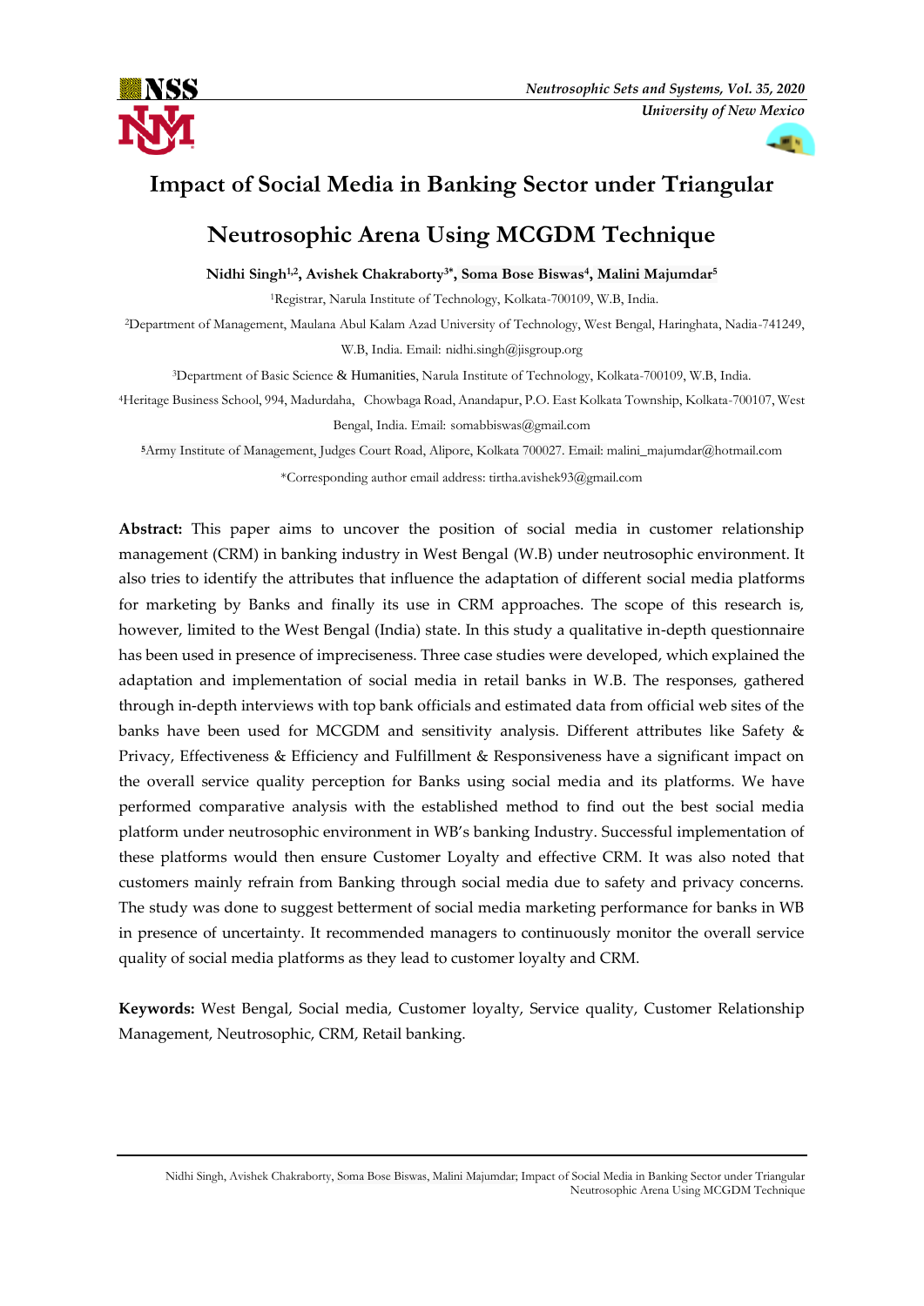# Impact of Social Media in Banking Sector under Triangular Neutrosophic Arena Using MCGDM Technique

**Nidhi Singh[1,2], Avishek Chakraborty[3*], Soma Bose Biswas[4], Malini Majumdar[5]**

[1]Registrar, Narula Institute of Technology, Kolkata-700109, W.B, India.

[2]Department of Management, Maulana Abul Kalam Azad University of Technology, West Bengal, Haringhata, Nadia-741249, W.B, India. Email: nidhi.singh@jisgroup.org

[3]Department of Basic Science & Humanities, Narula Institute of Technology, Kolkata-700109, W.B, India.

[4]Heritage Business School, 994, Madurdaha, Chowbaga Road, Anandapur, P.O. East Kolkata Township, Kolkata-700107, West Bengal, India. Email: somabbiswas@gmail.com

[5]Army Institute of Management, Judges Court Road, Alipore, Kolkata 700027. Email: malini_majumdar@hotmail.com

*Corresponding author email address: tirtha.avishek93@gmail.com

**Abstract:** This paper aims to uncover the position of social media in customer relationship management (CRM) in banking industry in West Bengal (W.B) under neutrosophic environment. It also tries to identify the attributes that influence the adaptation of different social media platforms for marketing by Banks and finally its use in CRM approaches. The scope of this research is, however, limited to the West Bengal (India) state. In this study a qualitative in-depth questionnaire has been used in presence of impreciseness. Three case studies were developed, which explained the adaptation and implementation of social media in retail banks in W.B. The responses, gathered through in-depth interviews with top bank officials and estimated data from official web sites of the banks have been used for MCGDM and sensitivity analysis. Different attributes like Safety & Privacy, Effectiveness & Efficiency and Fulfillment & Responsiveness have a significant impact on the overall service quality perception for Banks using social media and its platforms. We have performed comparative analysis with the established method to find out the best social media platform under neutrosophic environment in WB's banking Industry. Successful implementation of these platforms would then ensure Customer Loyalty and effective CRM. It was also noted that customers mainly refrain from Banking through social media due to safety and privacy concerns. The study was done to suggest betterment of social media marketing performance for banks in WB in presence of uncertainty. It recommended managers to continuously monitor the overall service quality of social media platforms as they lead to customer loyalty and CRM.

**Keywords:** West Bengal, Social media, Customer loyalty, Service quality, Customer Relationship Management, Neutrosophic, CRM, Retail banking.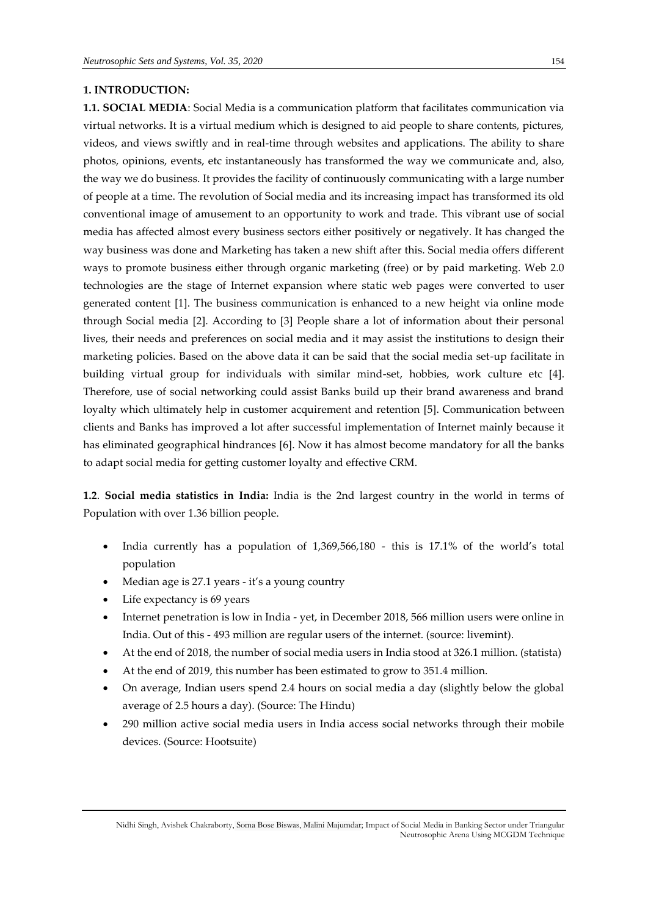## 1. INTRODUCTION:

**1.1. SOCIAL MEDIA**: Social Media is a communication platform that facilitates communication via virtual networks. It is a virtual medium which is designed to aid people to share contents, pictures, videos, and views swiftly and in real-time through websites and applications. The ability to share photos, opinions, events, etc instantaneously has transformed the way we communicate and, also, the way we do business. It provides the facility of continuously communicating with a large number of people at a time. The revolution of Social media and its increasing impact has transformed its old conventional image of amusement to an opportunity to work and trade. This vibrant use of social media has affected almost every business sectors either positively or negatively. It has changed the way business was done and Marketing has taken a new shift after this. Social media offers different ways to promote business either through organic marketing (free) or by paid marketing. Web 2.0 technologies are the stage of Internet expansion where static web pages were converted to user generated content [1]. The business communication is enhanced to a new height via online mode through Social media [2]. According to [3] People share a lot of information about their personal lives, their needs and preferences on social media and it may assist the institutions to design their marketing policies. Based on the above data it can be said that the social media set-up facilitate in building virtual group for individuals with similar mind-set, hobbies, work culture etc [4]. Therefore, use of social networking could assist Banks build up their brand awareness and brand loyalty which ultimately help in customer acquirement and retention [5]. Communication between clients and Banks has improved a lot after successful implementation of Internet mainly because it has eliminated geographical hindrances [6]. Now it has almost become mandatory for all the banks to adapt social media for getting customer loyalty and effective CRM.

**1.2**. **Social media statistics in India:** India is the 2nd largest country in the world in terms of Population with over 1.36 billion people.

- India currently has a population of 1,369,566,180 - this is 17.1% of the world's total population
- Median age is 27.1 years - it's a young country
- Life expectancy is 69 years
- Internet penetration is low in India - yet, in December 2018, 566 million users were online in India. Out of this - 493 million are regular users of the internet. (source: livemint).
- At the end of 2018, the number of social media users in India stood at 326.1 million. (statista)
- At the end of 2019, this number has been estimated to grow to 351.4 million.
- On average, Indian users spend 2.4 hours on social media a day (slightly below the global average of 2.5 hours a day). (Source: The Hindu)
- 290 million active social media users in India access social networks through their mobile devices. (Source: Hootsuite)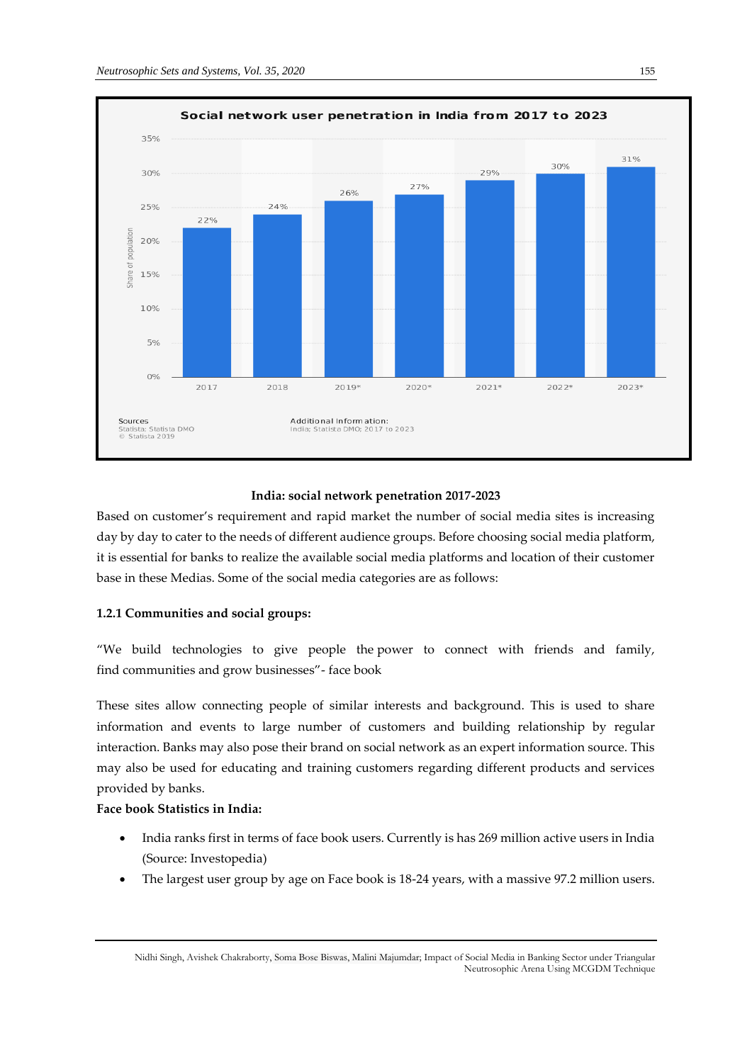**India: social network penetration 2017-2023**

Based on customer's requirement and rapid market the number of social media sites is increasing day by day to cater to the needs of different audience groups. Before choosing social media platform, it is essential for banks to realize the available social media platforms and location of their customer base in these Medias. Some of the social media categories are as follows:

### 1.2.1 Communities and social groups:

"We build technologies to give people the power to connect with friends and family, find communities and grow businesses"- face book

These sites allow connecting people of similar interests and background. This is used to share information and events to large number of customers and building relationship by regular interaction. Banks may also pose their brand on social network as an expert information source. This may also be used for educating and training customers regarding different products and services provided by banks.

**Face book Statistics in India:**

- India ranks first in terms of face book users. Currently is has 269 million active users in India (Source: Investopedia)
- The largest user group by age on Face book is 18-24 years, with a massive 97.2 million users.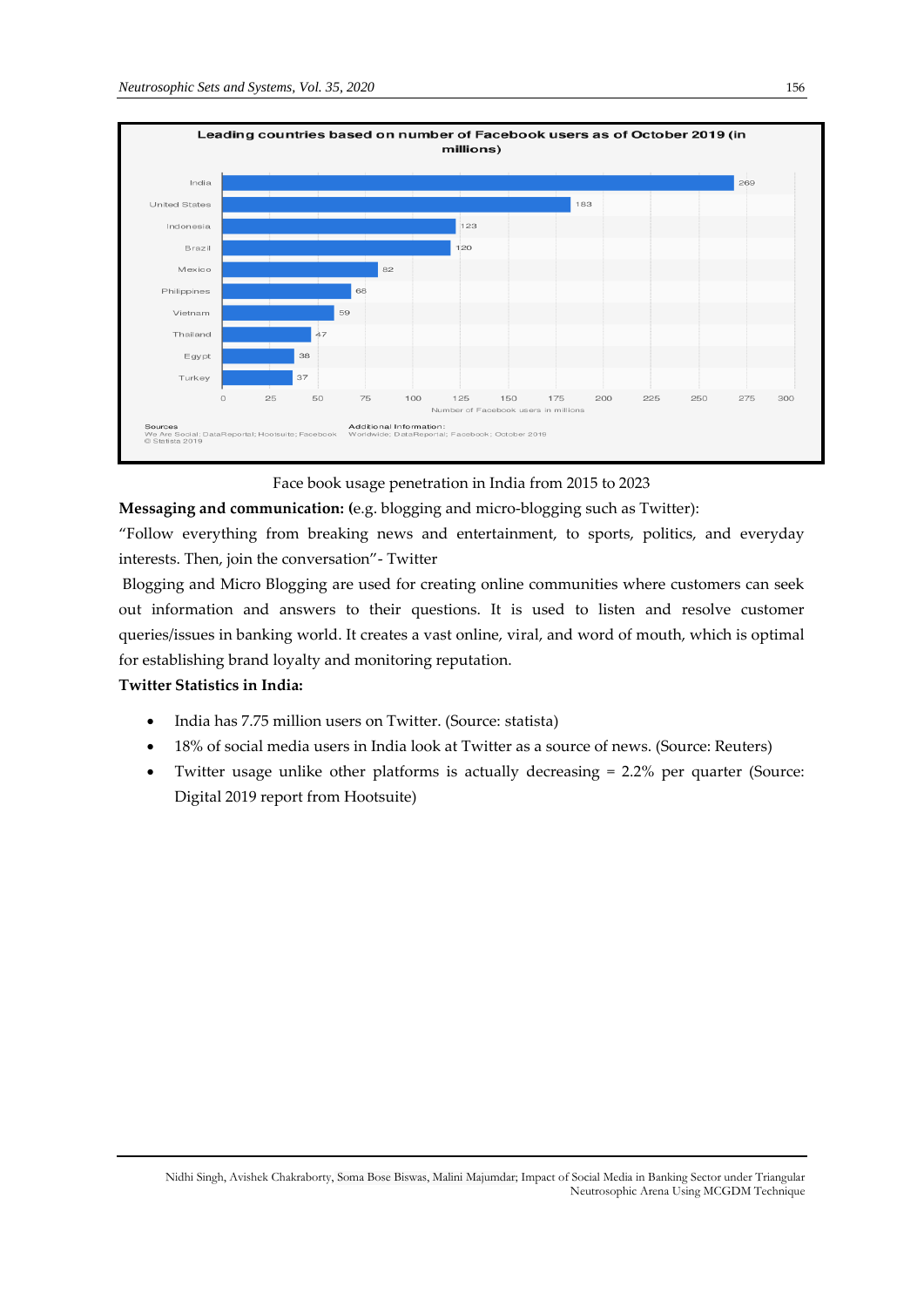Face book usage penetration in India from 2015 to 2023

**Messaging and communication: (**e.g. blogging and micro-blogging such as Twitter):

"Follow everything from breaking news and entertainment, to sports, politics, and everyday interests. Then, join the conversation"- Twitter

Blogging and Micro Blogging are used for creating online communities where customers can seek out information and answers to their questions. It is used to listen and resolve customer queries/issues in banking world. It creates a vast online, viral, and word of mouth, which is optimal for establishing brand loyalty and monitoring reputation.

**Twitter Statistics in India:**

- India has 7.75 million users on Twitter. (Source: statista)
- 18% of social media users in India look at Twitter as a source of news. (Source: Reuters)
- Twitter usage unlike other platforms is actually decreasing = 2.2% per quarter (Source: Digital 2019 report from Hootsuite)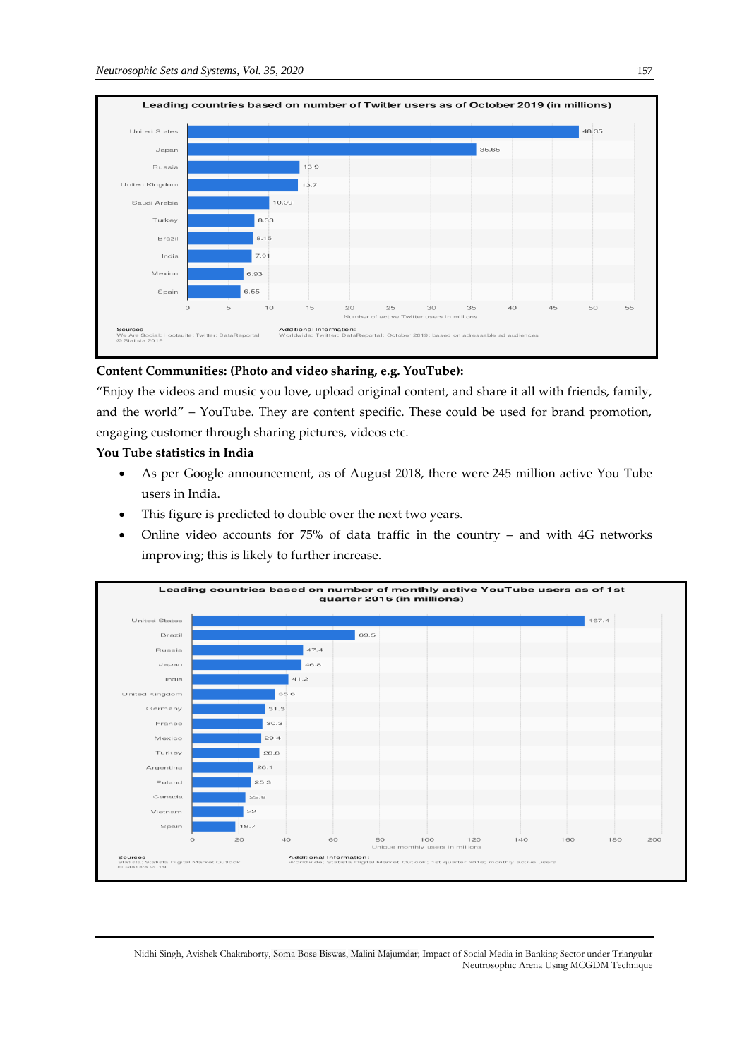**Leading countries based on number of Twitter users as of October 2019 (in millions)**

| Country | Number of active Twitter users in millions |
| --- | --- |
| United States | 48.35 |
| Japan | 35.65 |
| Russia | 13.9 |
| United Kingdom | 13.7 |
| Saudi Arabia | 10.09 |
| Turkey | 8.33 |
| Brazil | 8.15 |
| India | 7.91 |
| Mexico | 6.93 |
| Spain | 6.55 |

Sources: We Are Social; Hootsuite; Twitter; DataReportal © Statista 2019

Additional Information: Worldwide; Twitter; DataReportal; October 2019; based on adressable ad audiences

**Content Communities: (Photo and video sharing, e.g. YouTube):**

"Enjoy the videos and music you love, upload original content, and share it all with friends, family, and the world" – YouTube. They are content specific. These could be used for brand promotion, engaging customer through sharing pictures, videos etc.

**You Tube statistics in India**

- As per Google announcement, as of August 2018, there were 245 million active You Tube users in India.
- This figure is predicted to double over the next two years.
- Online video accounts for 75% of data traffic in the country – and with 4G networks improving; this is likely to further increase.

**Leading countries based on number of monthly active YouTube users as of 1st quarter 2016 (in millions)**

| Country | Unique monthly users in millions |
| --- | --- |
| United States | 167.4 |
| Brazil | 69.5 |
| Russia | 47.4 |
| Japan | 46.8 |
| India | 41.2 |
| United Kingdom | 35.6 |
| Germany | 31.3 |
| France | 30.3 |
| Mexico | 29.4 |
| Turkey | 28.8 |
| Argentina | 26.1 |
| Poland | 25.3 |
| Canada | 22.8 |
| Vietnam | 22 |
| Spain | 18.7 |

Sources: Statista; Statista Digital Market Outlook © Statista 2019

Additional Information: Worldwide; Statista Digital Market Outlook; 1st quarter 2016; monthly active users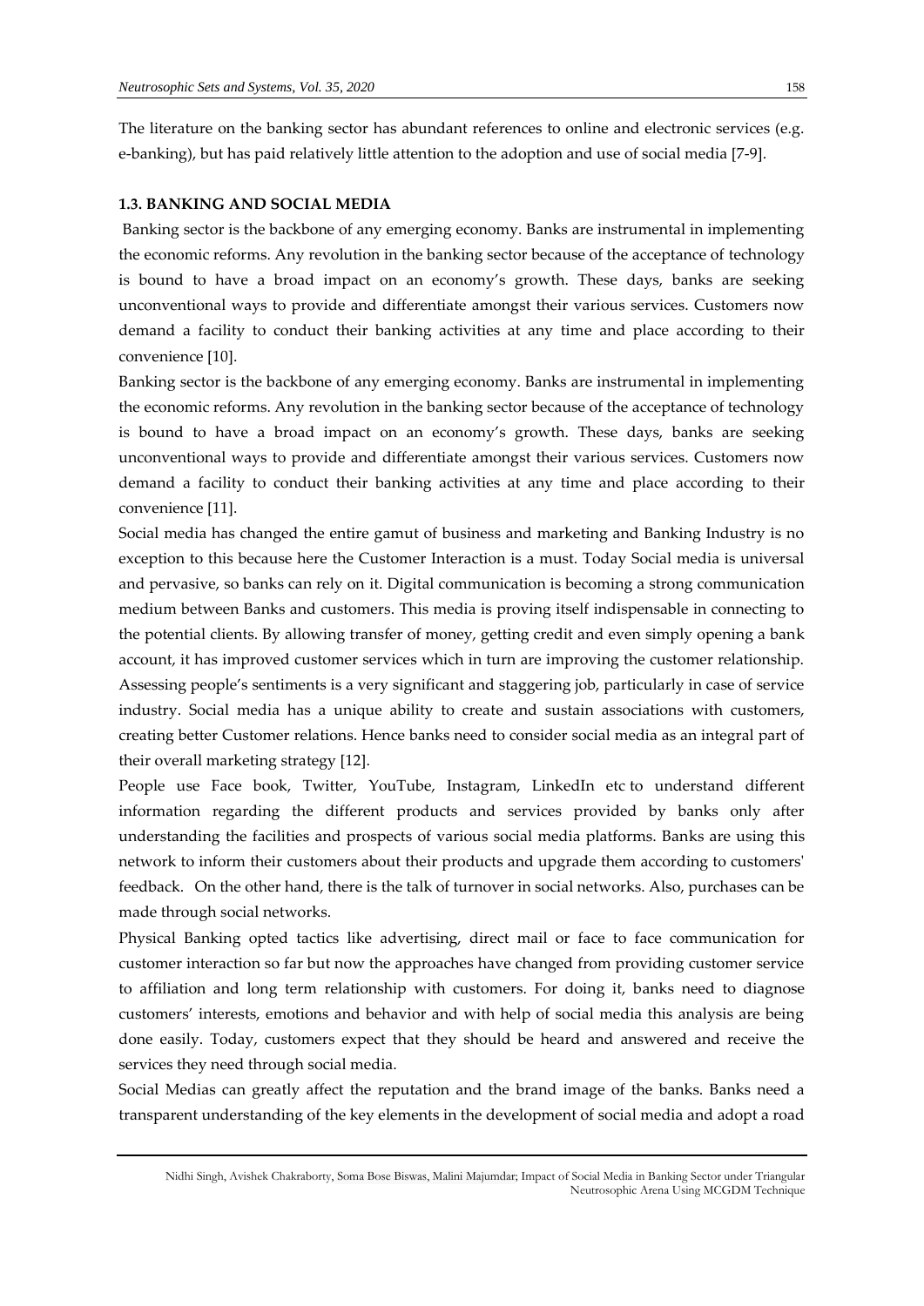The literature on the banking sector has abundant references to online and electronic services (e.g. e-banking), but has paid relatively little attention to the adoption and use of social media [7-9].

### 1.3. BANKING AND SOCIAL MEDIA

Banking sector is the backbone of any emerging economy. Banks are instrumental in implementing the economic reforms. Any revolution in the banking sector because of the acceptance of technology is bound to have a broad impact on an economy's growth. These days, banks are seeking unconventional ways to provide and differentiate amongst their various services. Customers now demand a facility to conduct their banking activities at any time and place according to their convenience [10].

Banking sector is the backbone of any emerging economy. Banks are instrumental in implementing the economic reforms. Any revolution in the banking sector because of the acceptance of technology is bound to have a broad impact on an economy's growth. These days, banks are seeking unconventional ways to provide and differentiate amongst their various services. Customers now demand a facility to conduct their banking activities at any time and place according to their convenience [11].

Social media has changed the entire gamut of business and marketing and Banking Industry is no exception to this because here the Customer Interaction is a must. Today Social media is universal and pervasive, so banks can rely on it. Digital communication is becoming a strong communication medium between Banks and customers. This media is proving itself indispensable in connecting to the potential clients. By allowing transfer of money, getting credit and even simply opening a bank account, it has improved customer services which in turn are improving the customer relationship. Assessing people's sentiments is a very significant and staggering job, particularly in case of service industry. Social media has a unique ability to create and sustain associations with customers, creating better Customer relations. Hence banks need to consider social media as an integral part of their overall marketing strategy [12].

People use Face book, Twitter, YouTube, Instagram, LinkedIn etc to understand different information regarding the different products and services provided by banks only after understanding the facilities and prospects of various social media platforms. Banks are using this network to inform their customers about their products and upgrade them according to customers' feedback. On the other hand, there is the talk of turnover in social networks. Also, purchases can be made through social networks.

Physical Banking opted tactics like advertising, direct mail or face to face communication for customer interaction so far but now the approaches have changed from providing customer service to affiliation and long term relationship with customers. For doing it, banks need to diagnose customers' interests, emotions and behavior and with help of social media this analysis are being done easily. Today, customers expect that they should be heard and answered and receive the services they need through social media.

Social Medias can greatly affect the reputation and the brand image of the banks. Banks need a transparent understanding of the key elements in the development of social media and adopt a road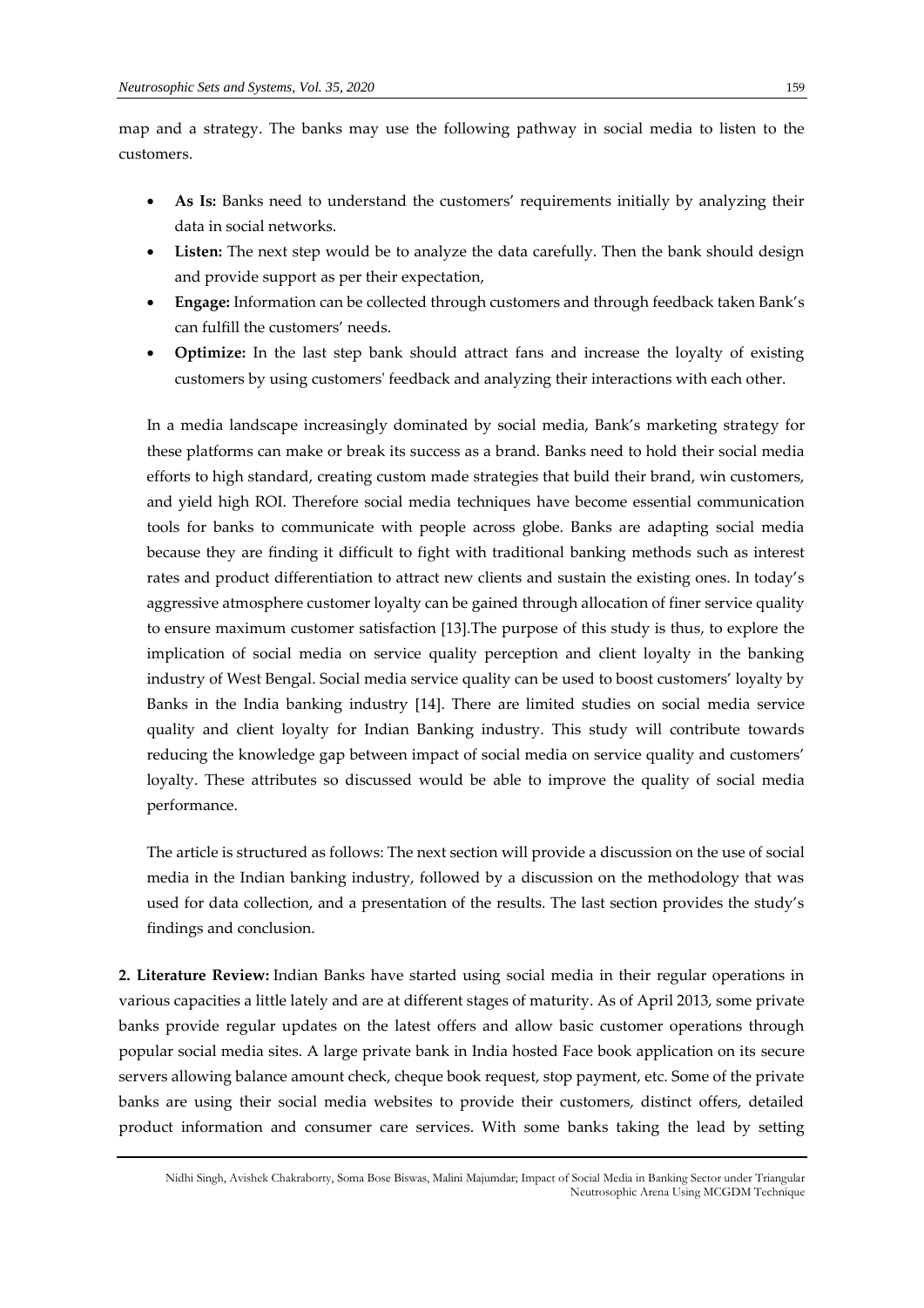map and a strategy. The banks may use the following pathway in social media to listen to the customers.

- **As Is:** Banks need to understand the customers' requirements initially by analyzing their data in social networks.
- **Listen:** The next step would be to analyze the data carefully. Then the bank should design and provide support as per their expectation,
- **Engage:** Information can be collected through customers and through feedback taken Bank's can fulfill the customers' needs.
- **Optimize:** In the last step bank should attract fans and increase the loyalty of existing customers by using customers' feedback and analyzing their interactions with each other.

In a media landscape increasingly dominated by social media, Bank's marketing strategy for these platforms can make or break its success as a brand. Banks need to hold their social media efforts to high standard, creating custom made strategies that build their brand, win customers, and yield high ROI. Therefore social media techniques have become essential communication tools for banks to communicate with people across globe. Banks are adapting social media because they are finding it difficult to fight with traditional banking methods such as interest rates and product differentiation to attract new clients and sustain the existing ones. In today's aggressive atmosphere customer loyalty can be gained through allocation of finer service quality to ensure maximum customer satisfaction [13].The purpose of this study is thus, to explore the implication of social media on service quality perception and client loyalty in the banking industry of West Bengal. Social media service quality can be used to boost customers' loyalty by Banks in the India banking industry [14]. There are limited studies on social media service quality and client loyalty for Indian Banking industry. This study will contribute towards reducing the knowledge gap between impact of social media on service quality and customers' loyalty. These attributes so discussed would be able to improve the quality of social media performance.

The article is structured as follows: The next section will provide a discussion on the use of social media in the Indian banking industry, followed by a discussion on the methodology that was used for data collection, and a presentation of the results. The last section provides the study's findings and conclusion.

**2. Literature Review:** Indian Banks have started using social media in their regular operations in various capacities a little lately and are at different stages of maturity. As of April 2013, some private banks provide regular updates on the latest offers and allow basic customer operations through popular social media sites. A large private bank in India hosted Face book application on its secure servers allowing balance amount check, cheque book request, stop payment, etc. Some of the private banks are using their social media websites to provide their customers, distinct offers, detailed product information and consumer care services. With some banks taking the lead by setting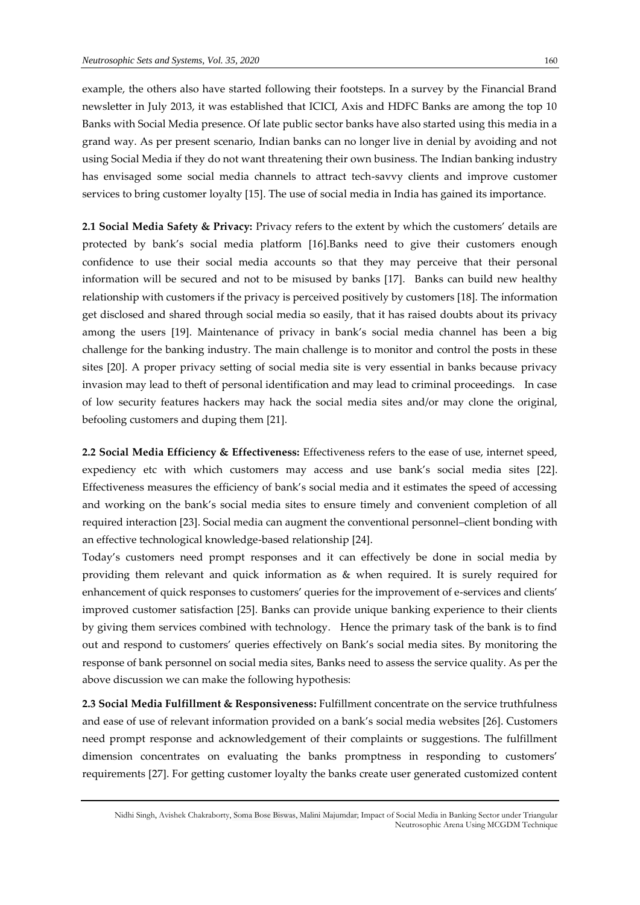example, the others also have started following their footsteps. In a survey by the Financial Brand newsletter in July 2013, it was established that ICICI, Axis and HDFC Banks are among the top 10 Banks with Social Media presence. Of late public sector banks have also started using this media in a grand way. As per present scenario, Indian banks can no longer live in denial by avoiding and not using Social Media if they do not want threatening their own business. The Indian banking industry has envisaged some social media channels to attract tech-savvy clients and improve customer services to bring customer loyalty [15]. The use of social media in India has gained its importance.

**2.1 Social Media Safety & Privacy:** Privacy refers to the extent by which the customers' details are protected by bank's social media platform [16].Banks need to give their customers enough confidence to use their social media accounts so that they may perceive that their personal information will be secured and not to be misused by banks [17]. Banks can build new healthy relationship with customers if the privacy is perceived positively by customers [18]. The information get disclosed and shared through social media so easily, that it has raised doubts about its privacy among the users [19]. Maintenance of privacy in bank's social media channel has been a big challenge for the banking industry. The main challenge is to monitor and control the posts in these sites [20]. A proper privacy setting of social media site is very essential in banks because privacy invasion may lead to theft of personal identification and may lead to criminal proceedings. In case of low security features hackers may hack the social media sites and/or may clone the original, befooling customers and duping them [21].

**2.2 Social Media Efficiency & Effectiveness:** Effectiveness refers to the ease of use, internet speed, expediency etc with which customers may access and use bank's social media sites [22]. Effectiveness measures the efficiency of bank's social media and it estimates the speed of accessing and working on the bank's social media sites to ensure timely and convenient completion of all required interaction [23]. Social media can augment the conventional personnel–client bonding with an effective technological knowledge-based relationship [24].

Today's customers need prompt responses and it can effectively be done in social media by providing them relevant and quick information as & when required. It is surely required for enhancement of quick responses to customers' queries for the improvement of e-services and clients' improved customer satisfaction [25]. Banks can provide unique banking experience to their clients by giving them services combined with technology. Hence the primary task of the bank is to find out and respond to customers' queries effectively on Bank's social media sites. By monitoring the response of bank personnel on social media sites, Banks need to assess the service quality. As per the above discussion we can make the following hypothesis:

**2.3 Social Media Fulfillment & Responsiveness:** Fulfillment concentrate on the service truthfulness and ease of use of relevant information provided on a bank's social media websites [26]. Customers need prompt response and acknowledgement of their complaints or suggestions. The fulfillment dimension concentrates on evaluating the banks promptness in responding to customers' requirements [27]. For getting customer loyalty the banks create user generated customized content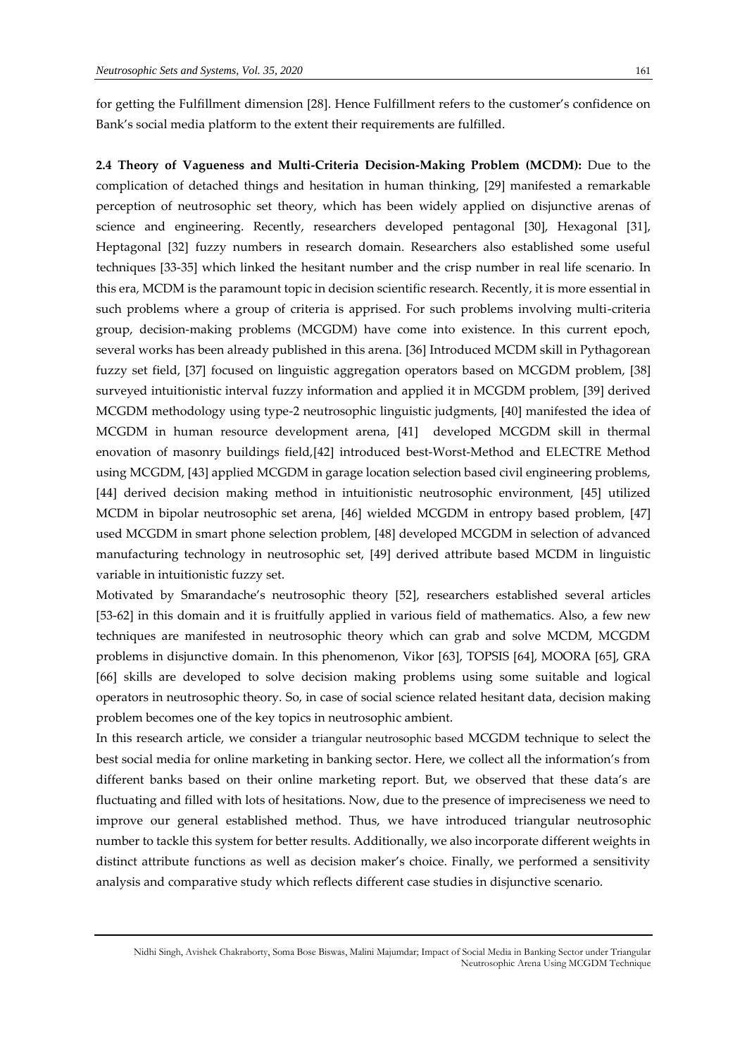for getting the Fulfillment dimension [28]. Hence Fulfillment refers to the customer's confidence on Bank's social media platform to the extent their requirements are fulfilled.

**2.4 Theory of Vagueness and Multi-Criteria Decision-Making Problem (MCDM):** Due to the complication of detached things and hesitation in human thinking, [29] manifested a remarkable perception of neutrosophic set theory, which has been widely applied on disjunctive arenas of science and engineering. Recently, researchers developed pentagonal [30], Hexagonal [31], Heptagonal [32] fuzzy numbers in research domain. Researchers also established some useful techniques [33-35] which linked the hesitant number and the crisp number in real life scenario. In this era, MCDM is the paramount topic in decision scientific research. Recently, it is more essential in such problems where a group of criteria is apprised. For such problems involving multi-criteria group, decision-making problems (MCGDM) have come into existence. In this current epoch, several works has been already published in this arena. [36] Introduced MCDM skill in Pythagorean fuzzy set field, [37] focused on linguistic aggregation operators based on MCGDM problem, [38] surveyed intuitionistic interval fuzzy information and applied it in MCGDM problem, [39] derived MCGDM methodology using type-2 neutrosophic linguistic judgments, [40] manifested the idea of MCGDM in human resource development arena, [41] developed MCGDM skill in thermal enovation of masonry buildings field,[42] introduced best-Worst-Method and ELECTRE Method using MCGDM, [43] applied MCGDM in garage location selection based civil engineering problems, [44] derived decision making method in intuitionistic neutrosophic environment, [45] utilized MCDM in bipolar neutrosophic set arena, [46] wielded MCGDM in entropy based problem, [47] used MCGDM in smart phone selection problem, [48] developed MCGDM in selection of advanced manufacturing technology in neutrosophic set, [49] derived attribute based MCDM in linguistic variable in intuitionistic fuzzy set.

Motivated by Smarandache's neutrosophic theory [52], researchers established several articles [53-62] in this domain and it is fruitfully applied in various field of mathematics. Also, a few new techniques are manifested in neutrosophic theory which can grab and solve MCDM, MCGDM problems in disjunctive domain. In this phenomenon, Vikor [63], TOPSIS [64], MOORA [65], GRA [66] skills are developed to solve decision making problems using some suitable and logical operators in neutrosophic theory. So, in case of social science related hesitant data, decision making problem becomes one of the key topics in neutrosophic ambient.

In this research article, we consider a triangular neutrosophic based MCGDM technique to select the best social media for online marketing in banking sector. Here, we collect all the information's from different banks based on their online marketing report. But, we observed that these data's are fluctuating and filled with lots of hesitations. Now, due to the presence of impreciseness we need to improve our general established method. Thus, we have introduced triangular neutrosophic number to tackle this system for better results. Additionally, we also incorporate different weights in distinct attribute functions as well as decision maker's choice. Finally, we performed a sensitivity analysis and comparative study which reflects different case studies in disjunctive scenario.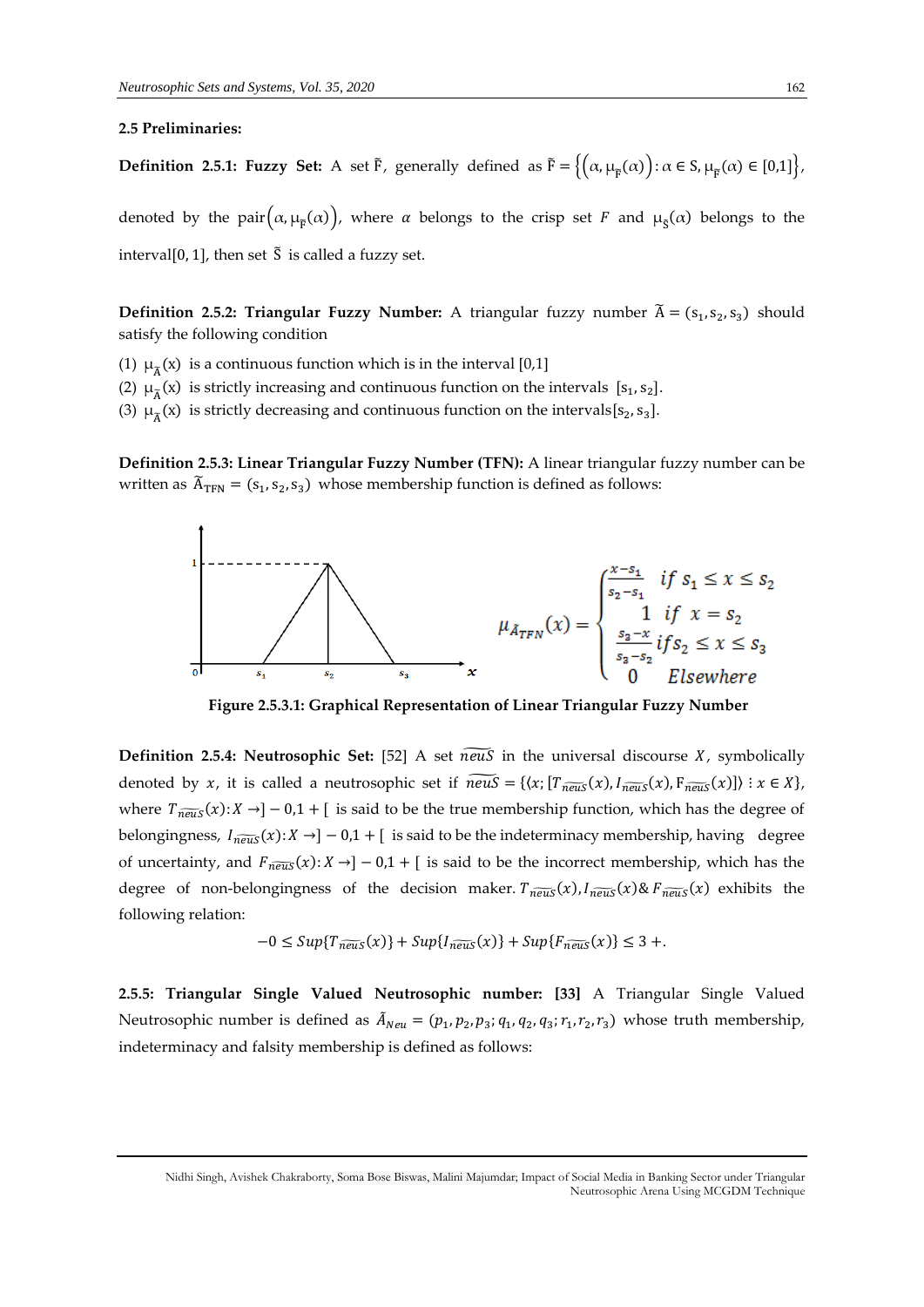### 2.5 Preliminaries:

**Definition 2.5.1: Fuzzy Set:** A set $\tilde{\mathrm{F}}$, generally defined as $\tilde{\mathrm{F}} = \left\{\left(\alpha, \mu_{\tilde{\mathrm{F}}}(\alpha)\right) : \alpha \in \mathrm{S}, \mu_{\tilde{\mathrm{F}}}(\alpha) \in [0,1]\right\}$, denoted by the pair $\left(\alpha, \mu_{\tilde{\mathrm{F}}}(\alpha)\right)$, where $\alpha$ belongs to the crisp set $F$ and $\mu_{\tilde{\mathrm{S}}}(\alpha)$ belongs to the interval[0, 1], then set $\tilde{\mathrm{S}}$ is called a fuzzy set.

**Definition 2.5.2: Triangular Fuzzy Number:** A triangular fuzzy number $\tilde{\mathrm{A}} = (\mathrm{s}_1, \mathrm{s}_2, \mathrm{s}_3)$ should satisfy the following condition

(1) $\mu_{\tilde{\mathrm{A}}}(\mathrm{x})$ is a continuous function which is in the interval [0,1]
(2) $\mu_{\tilde{\mathrm{A}}}(\mathrm{x})$ is strictly increasing and continuous function on the intervals $[\mathrm{s}_1, \mathrm{s}_2]$.
(3) $\mu_{\tilde{\mathrm{A}}}(\mathrm{x})$ is strictly decreasing and continuous function on the intervals$[\mathrm{s}_2, \mathrm{s}_3]$.

**Definition 2.5.3: Linear Triangular Fuzzy Number (TFN):** A linear triangular fuzzy number can be written as $\tilde{\mathrm{A}}_{\mathrm{TFN}} = (\mathrm{s}_1, \mathrm{s}_2, \mathrm{s}_3)$ whose membership function is defined as follows:

$$\mu_{\tilde{A}_{TFN}}(x) = \begin{cases} \frac{x-s_1}{s_2-s_1} & if\ s_1 \leq x \leq s_2 \\ 1 & if\ x = s_2 \\ \frac{s_3-x}{s_3-s_2} & if s_2 \leq x \leq s_3 \\ 0 & Elsewhere \end{cases}$$

**Figure 2.5.3.1: Graphical Representation of Linear Triangular Fuzzy Number**

**Definition 2.5.4: Neutrosophic Set:** [52] A set $\widetilde{neuS}$ in the universal discourse $X$, symbolically denoted by $x$, it is called a neutrosophic set if $\widetilde{neuS} = \{\langle x; [T_{\widetilde{neuS}}(x), I_{\widetilde{neuS}}(x), F_{\widetilde{neuS}}(x)]\rangle : x \in X\}$, where $T_{\widetilde{neuS}}(x): X \rightarrow ]-0,1+[$ is said to be the true membership function, which has the degree of belongingness, $I_{\widetilde{neuS}}(x): X \rightarrow ]-0,1+[$ is said to be the indeterminacy membership, having degree of uncertainty, and $F_{\widetilde{neuS}}(x): X \rightarrow ]-0,1+[$ is said to be the incorrect membership, which has the degree of non-belongingness of the decision maker. $T_{\widetilde{neuS}}(x), I_{\widetilde{neuS}}(x) \& F_{\widetilde{neuS}}(x)$ exhibits the following relation:

$$-0 \leq Sup\{T_{\widetilde{neuS}}(x)\} + Sup\{I_{\widetilde{neuS}}(x)\} + Sup\{F_{\widetilde{neuS}}(x)\} \leq 3+.$$

**2.5.5: Triangular Single Valued Neutrosophic number:** [33] A Triangular Single Valued Neutrosophic number is defined as $\tilde{A}_{Neu} = (p_1, p_2, p_3; q_1, q_2, q_3; r_1, r_2, r_3)$ whose truth membership, indeterminacy and falsity membership is defined as follows: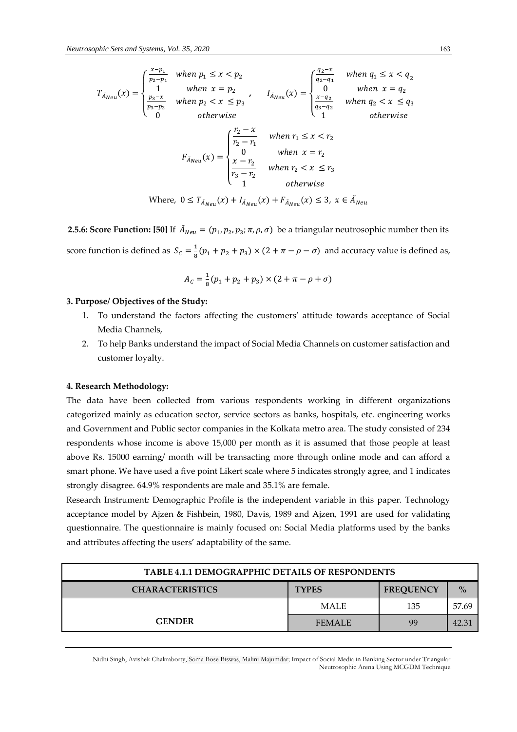$$T_{\tilde{A}_{Neu}}(x) = \begin{cases} \frac{x-p_1}{p_2-p_1} & when\ p_1 \leq x < p_2 \\ 1 & when\ x = p_2 \\ \frac{p_3-x}{p_3-p_2} & when\ p_2 < x \leq p_3 \\ 0 & otherwise \end{cases}, \quad I_{\tilde{A}_{Neu}}(x) = \begin{cases} \frac{q_2-x}{q_2-q_1} & when\ q_1 \leq x < q_2 \\ 0 & when\ x = q_2 \\ \frac{x-q_2}{q_3-q_2} & when\ q_2 < x \leq q_3 \\ 1 & otherwise \end{cases}$$

$$F_{\tilde{A}_{Neu}}(x) = \begin{cases} \frac{r_2-x}{r_2-r_1} & when\ r_1 \leq x < r_2 \\ 0 & when\ x = r_2 \\ \frac{x-r_2}{r_3-r_2} & when\ r_2 < x \leq r_3 \\ 1 & otherwise \end{cases}$$

Where, $0 \leq T_{\tilde{A}_{Neu}}(x) + I_{\tilde{A}_{Neu}}(x) + F_{\tilde{A}_{Neu}}(x) \leq 3,\ x \in \tilde{A}_{Neu}$

**2.5.6: Score Function: [50]** If $\tilde{A}_{Neu} = (p_1, p_2, p_3; \pi, \rho, \sigma)$ be a triangular neutrosophic number then its score function is defined as $S_C = \frac{1}{8}(p_1 + p_2 + p_3) \times (2 + \pi - \rho - \sigma)$ and accuracy value is defined as,

$$A_C = \frac{1}{8}(p_1 + p_2 + p_3) \times (2 + \pi - \rho + \sigma)$$

**3. Purpose/ Objectives of the Study:**

1. To understand the factors affecting the customers' attitude towards acceptance of Social Media Channels,
2. To help Banks understand the impact of Social Media Channels on customer satisfaction and customer loyalty.

**4. Research Methodology:**

The data have been collected from various respondents working in different organizations categorized mainly as education sector, service sectors as banks, hospitals, etc. engineering works and Government and Public sector companies in the Kolkata metro area. The study consisted of 234 respondents whose income is above 15,000 per month as it is assumed that those people at least above Rs. 15000 earning/ month will be transacting more through online mode and can afford a smart phone. We have used a five point Likert scale where 5 indicates strongly agree, and 1 indicates strongly disagree. 64.9% respondents are male and 35.1% are female.

Research Instrument*:* Demographic Profile is the independent variable in this paper. Technology acceptance model by Ajzen & Fishbein, 1980, Davis, 1989 and Ajzen, 1991 are used for validating questionnaire. The questionnaire is mainly focused on: Social Media platforms used by the banks and attributes affecting the users' adaptability of the same.

**TABLE 4.1.1 DEMOGRAPPHIC DETAILS OF RESPONDENTS**

| CHARACTERISTICS | TYPES | FREQUENCY | % |
|---|---|---|---|
| GENDER | MALE | 135 | 57.69 |
| | FEMALE | 99 | 42.31 |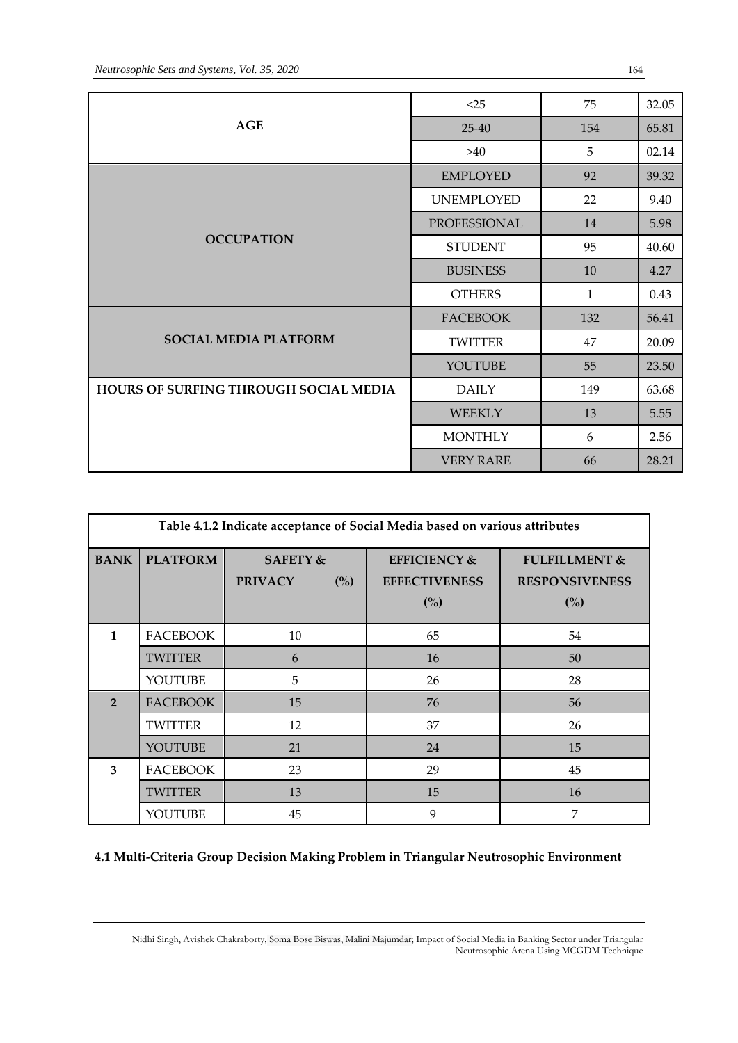| | | | |
|---|---|---|---|
| **AGE** | <25 | 75 | 32.05 |
| | 25-40 | 154 | 65.81 |
| | >40 | 5 | 02.14 |
| **OCCUPATION** | EMPLOYED | 92 | 39.32 |
| | UNEMPLOYED | 22 | 9.40 |
| | PROFESSIONAL | 14 | 5.98 |
| | STUDENT | 95 | 40.60 |
| | BUSINESS | 10 | 4.27 |
| | OTHERS | 1 | 0.43 |
| **SOCIAL MEDIA PLATFORM** | FACEBOOK | 132 | 56.41 |
| | TWITTER | 47 | 20.09 |
| | YOUTUBE | 55 | 23.50 |
| **HOURS OF SURFING THROUGH SOCIAL MEDIA** | DAILY | 149 | 63.68 |
| | WEEKLY | 13 | 5.55 |
| | MONTHLY | 6 | 2.56 |
| | VERY RARE | 66 | 28.21 |

**Table 4.1.2 Indicate acceptance of Social Media based on various attributes**

| BANK | PLATFORM | SAFETY & PRIVACY (%) | EFFICIENCY & EFFECTIVENESS (%) | FULFILLMENT & RESPONSIVENESS (%) |
|---|---|---|---|---|
| 1 | FACEBOOK | 10 | 65 | 54 |
| | TWITTER | 6 | 16 | 50 |
| | YOUTUBE | 5 | 26 | 28 |
| 2 | FACEBOOK | 15 | 76 | 56 |
| | TWITTER | 12 | 37 | 26 |
| | YOUTUBE | 21 | 24 | 15 |
| 3 | FACEBOOK | 23 | 29 | 45 |
| | TWITTER | 13 | 15 | 16 |
| | YOUTUBE | 45 | 9 | 7 |

### 4.1 Multi-Criteria Group Decision Making Problem in Triangular Neutrosophic Environment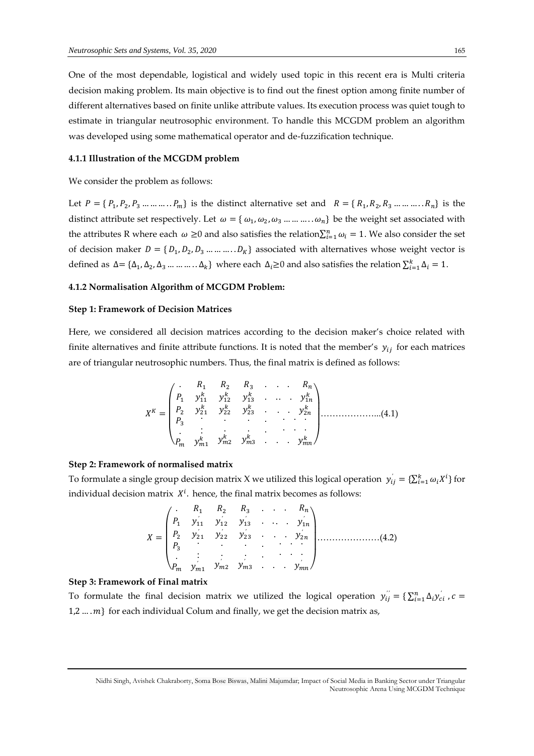One of the most dependable, logistical and widely used topic in this recent era is Multi criteria decision making problem. Its main objective is to find out the finest option among finite number of different alternatives based on finite unlike attribute values. Its execution process was quiet tough to estimate in triangular neutrosophic environment. To handle this MCGDM problem an algorithm was developed using some mathematical operator and de-fuzzification technique.

#### 4.1.1 Illustration of the MCGDM problem

We consider the problem as follows:

Let $P = \{P_1, P_2, P_3 \dots\dots\dots . P_m\}$ is the distinct alternative set and $R = \{R_1, R_2, R_3 \dots\dots\dots . R_n\}$ is the distinct attribute set respectively. Let $\omega = \{\omega_1, \omega_2, \omega_3 \dots\dots\dots . \omega_n\}$ be the weight set associated with the attributes R where each $\omega \geq 0$ and also satisfies the relation $\sum_{i=1}^{n} \omega_i = 1$. We also consider the set of decision maker $D = \{D_1, D_2, D_3 \dots\dots\dots . D_K\}$ associated with alternatives whose weight vector is defined as $\Delta = \{\Delta_1, \Delta_2, \Delta_3 \dots\dots\dots . \Delta_k\}$ where each $\Delta_i \geq 0$ and also satisfies the relation $\sum_{i=1}^{k} \Delta_i = 1$.

#### 4.1.2 Normalisation Algorithm of MCGDM Problem:

**Step 1: Framework of Decision Matrices**

Here, we considered all decision matrices according to the decision maker's choice related with finite alternatives and finite attribute functions. It is noted that the member's $y_{ij}$ for each matrices are of triangular neutrosophic numbers. Thus, the final matrix is defined as follows:

$$X^K = \begin{pmatrix} . & R_1 & R_2 & R_3 & . & . & . & R_n \\ P_1 & y_{11}^k & y_{12}^k & y_{13}^k & . & .. & . & y_{1n}^k \\ P_2 & y_{21}^k & y_{22}^k & y_{23}^k & . & . & . & y_{2n}^k \\ P_3 & \cdot & \cdot & \cdot & . & . & . & . \\ . & \vdots & . & . & . & . & . & . \\ P_m & y_{m1}^k & y_{m2}^k & y_{m3}^k & . & . & . & y_{mn}^k \end{pmatrix} \dots\dots\dots\dots\dots\dots..(4.1)$$

**Step 2: Framework of normalised matrix**

To formulate a single group decision matrix X we utilized this logical operation $y_{ij}^{'} = \{\sum_{i=1}^{k} \omega_i X^i\}$ for individual decision matrix $X^i$. hence, the final matrix becomes as follows:

$$X = \begin{pmatrix} . & R_1 & R_2 & R_3 & . & . & . & R_n \\ P_1 & y_{11}^{'} & y_{12}^{'} & y_{13}^{'} & . & .. & . & y_{1n}^{'} \\ P_2 & y_{21}^{'} & y_{22}^{'} & y_{23}^{'} & . & . & . & y_{2n}^{'} \\ P_3 & \cdot & \cdot & \cdot & . & . & . & . \\ . & \vdots & \vdots & \vdots & . & . & . & . \\ P_m & y_{m1}^{'} & y_{m2}^{'} & y_{m3}^{'} & . & . & . & y_{mn}^{'} \end{pmatrix} \dots\dots\dots\dots\dots\dots\dots(4.2)$$

**Step 3: Framework of Final matrix**

To formulate the final decision matrix we utilized the logical operation $y_{ij}^{''} = \{\sum_{i=1}^{n} \Delta_i y_{ci}^{'}, c = 1,2 \dots . m\}$ for each individual Colum and finally, we get the decision matrix as,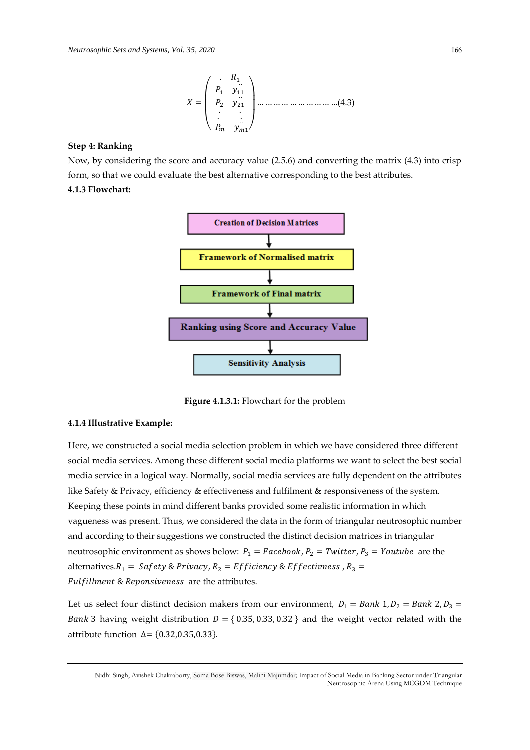$$X = \begin{pmatrix} . & R_1 \\ P_1 & y''_{11} \\ P_2 & y''_{21} \\ . & . \\ P_m & y''_{m1} \end{pmatrix} \ldots\ldots\ldots\ldots\ldots\ldots\ldots\ldots(4.3)$$

**Step 4: Ranking**

Now, by considering the score and accuracy value (2.5.6) and converting the matrix (4.3) into crisp form, so that we could evaluate the best alternative corresponding to the best attributes.

**4.1.3 Flowchart:**

Creation of Decision Matrices

↓

Framework of Normalised matrix

↓

Framework of Final matrix

↓

Ranking using Score and Accuracy Value

↓

Sensitivity Analysis

**Figure 4.1.3.1:** Flowchart for the problem

**4.1.4 Illustrative Example:**

Here, we constructed a social media selection problem in which we have considered three different social media services. Among these different social media platforms we want to select the best social media service in a logical way. Normally, social media services are fully dependent on the attributes like Safety & Privacy, efficiency & effectiveness and fulfilment & responsiveness of the system. Keeping these points in mind different banks provided some realistic information in which vagueness was present. Thus, we considered the data in the form of triangular neutrosophic number and according to their suggestions we constructed the distinct decision matrices in triangular neutrosophic environment as shows below: $P_1 = Facebook, P_2 = Twitter, P_3 = Youtube$ are the alternatives.$R_1 = Safety \,\&\, Privacy, R_2 = Efficiency \,\&\, Effectivness, R_3 = Fulfillment \,\&\, Reponsiveness$ are the attributes.

Let us select four distinct decision makers from our environment, $D_1 = Bank\ 1, D_2 = Bank\ 2, D_3 = Bank\ 3$ having weight distribution $D = \{\, 0.35, 0.33, 0.32 \,\}$ and the weight vector related with the attribute function $\Delta = \{0.32, 0.35, 0.33\}$.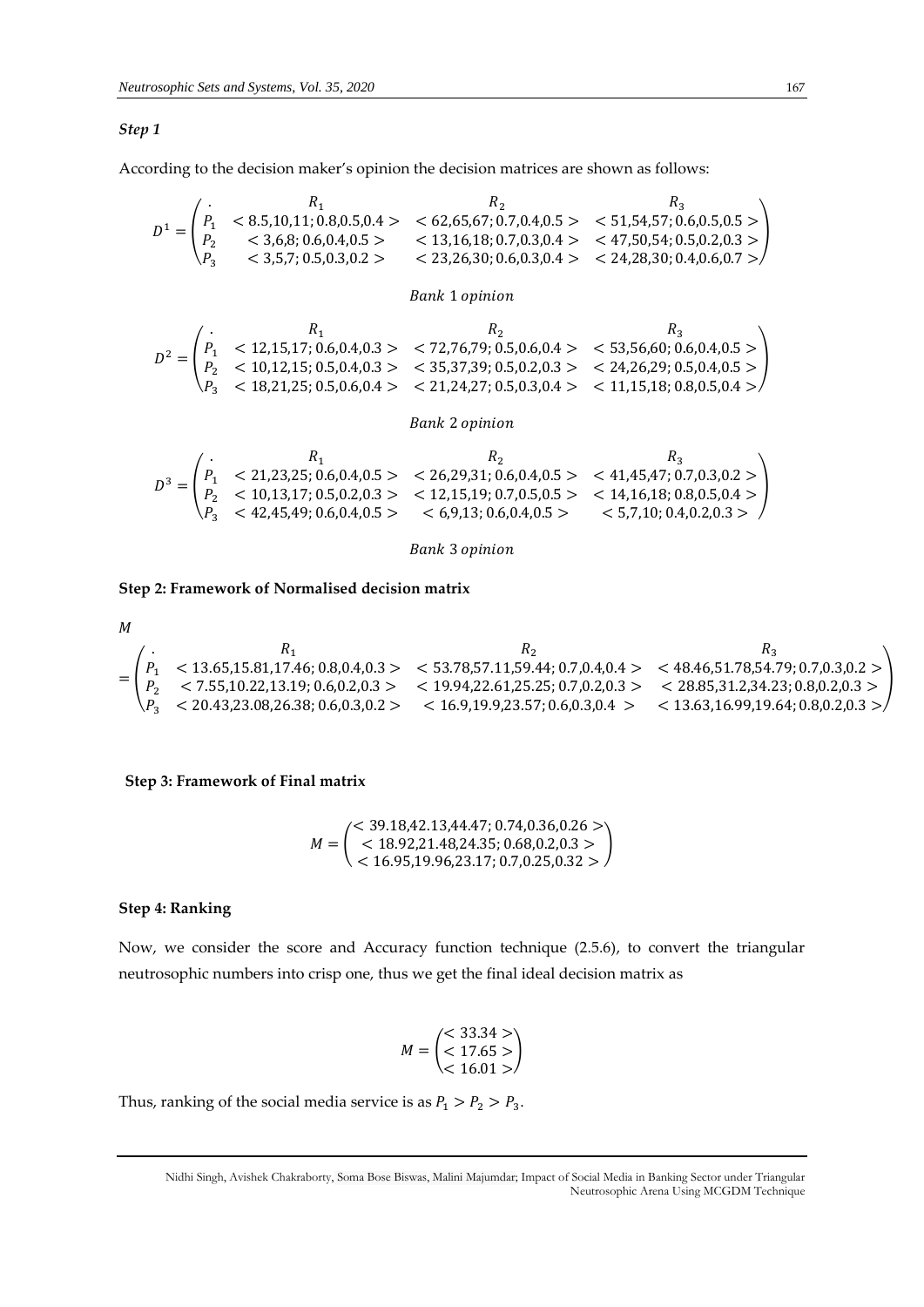***Step 1***

According to the decision maker's opinion the decision matrices are shown as follows:

$$D^1 = \begin{pmatrix} . & R_1 & R_2 & R_3 \\ P_1 & <8.5,10,11;0.8,0.5,0.4> & <62,65,67;0.7,0.4,0.5> & <51,54,57;0.6,0.5,0.5> \\ P_2 & <3,6,8;0.6,0.4,0.5> & <13,16,18;0.7,0.3,0.4> & <47,50,54;0.5,0.2,0.3> \\ P_3 & <3,5,7;0.5,0.3,0.2> & <23,26,30;0.6,0.3,0.4> & <24,28,30;0.4,0.6,0.7> \end{pmatrix}$$

*Bank 1 opinion*

$$D^2 = \begin{pmatrix} . & R_1 & R_2 & R_3 \\ P_1 & <12,15,17;0.6,0.4,0.3> & <72,76,79;0.5,0.6,0.4> & <53,56,60;0.6,0.4,0.5> \\ P_2 & <10,12,15;0.5,0.4,0.3> & <35,37,39;0.5,0.2,0.3> & <24,26,29;0.5,0.4,0.5> \\ P_3 & <18,21,25;0.5,0.6,0.4> & <21,24,27;0.5,0.3,0.4> & <11,15,18;0.8,0.5,0.4> \end{pmatrix}$$

*Bank 2 opinion*

$$D^3 = \begin{pmatrix} . & R_1 & R_2 & R_3 \\ P_1 & <21,23,25;0.6,0.4,0.5> & <26,29,31;0.6,0.4,0.5> & <41,45,47;0.7,0.3,0.2> \\ P_2 & <10,13,17;0.5,0.2,0.3> & <12,15,19;0.7,0.5,0.5> & <14,16,18;0.8,0.5,0.4> \\ P_3 & <42,45,49;0.6,0.4,0.5> & <6,9,13;0.6,0.4,0.5> & <5,7,10;0.4,0.2,0.3> \end{pmatrix}$$

*Bank 3 opinion*

**Step 2: Framework of Normalised decision matrix**

$$M = \begin{pmatrix} . & R_1 & R_2 & R_3 \\ P_1 & <13.65,15.81,17.46;0.8,0.4,0.3> & <53.78,57.11,59.44;0.7,0.4,0.4> & <48.46,51.78,54.79;0.7,0.3,0.2> \\ P_2 & <7.55,10.22,13.19;0.6,0.2,0.3> & <19.94,22.61,25.25;0.7,0.2,0.3> & <28.85,31.2,34.23;0.8,0.2,0.3> \\ P_3 & <20.43,23.08,26.38;0.6,0.3,0.2> & <16.9,19.9,23.57;0.6,0.3,0.4> & <13.63,16.99,19.64;0.8,0.2,0.3> \end{pmatrix}$$

**Step 3: Framework of Final matrix**

$$M = \begin{pmatrix} <39.18,42.13,44.47;0.74,0.36,0.26> \\ <18.92,21.48,24.35;0.68,0.2,0.3> \\ <16.95,19.96,23.17;0.7,0.25,0.32> \end{pmatrix}$$

**Step 4: Ranking**

Now, we consider the score and Accuracy function technique (2.5.6), to convert the triangular neutrosophic numbers into crisp one, thus we get the final ideal decision matrix as

$$M = \begin{pmatrix} <33.34> \\ <17.65> \\ <16.01> \end{pmatrix}$$

Thus, ranking of the social media service is as $P_1 > P_2 > P_3$.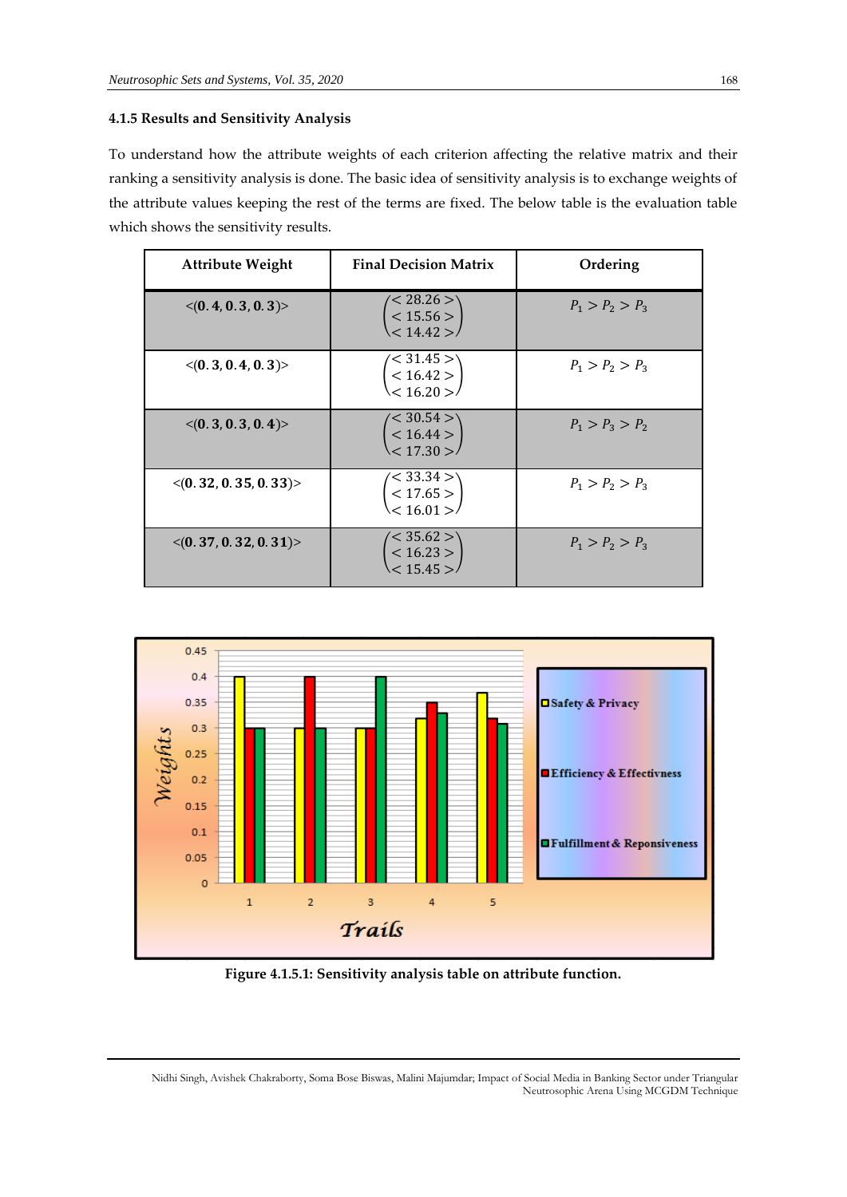### 4.1.5 Results and Sensitivity Analysis

To understand how the attribute weights of each criterion affecting the relative matrix and their ranking a sensitivity analysis is done. The basic idea of sensitivity analysis is to exchange weights of the attribute values keeping the rest of the terms are fixed. The below table is the evaluation table which shows the sensitivity results.

| Attribute Weight | Final Decision Matrix | Ordering |
|---|---|---|
| <(**0.4, 0.3, 0.3**)> | $\begin{pmatrix} <28.26> \\ <15.56> \\ <14.42> \end{pmatrix}$ | $P_1 > P_2 > P_3$ |
| <(**0.3, 0.4, 0.3**)> | $\begin{pmatrix} <31.45> \\ <16.42> \\ <16.20> \end{pmatrix}$ | $P_1 > P_2 > P_3$ |
| <(**0.3, 0.3, 0.4**)> | $\begin{pmatrix} <30.54> \\ <16.44> \\ <17.30> \end{pmatrix}$ | $P_1 > P_3 > P_2$ |
| <(**0.32, 0.35, 0.33**)> | $\begin{pmatrix} <33.34> \\ <17.65> \\ <16.01> \end{pmatrix}$ | $P_1 > P_2 > P_3$ |
| <(**0.37, 0.32, 0.31**)> | $\begin{pmatrix} <35.62> \\ <16.23> \\ <15.45> \end{pmatrix}$ | $P_1 > P_2 > P_3$ |

**Figure 4.1.5.1: Sensitivity analysis table on attribute function.**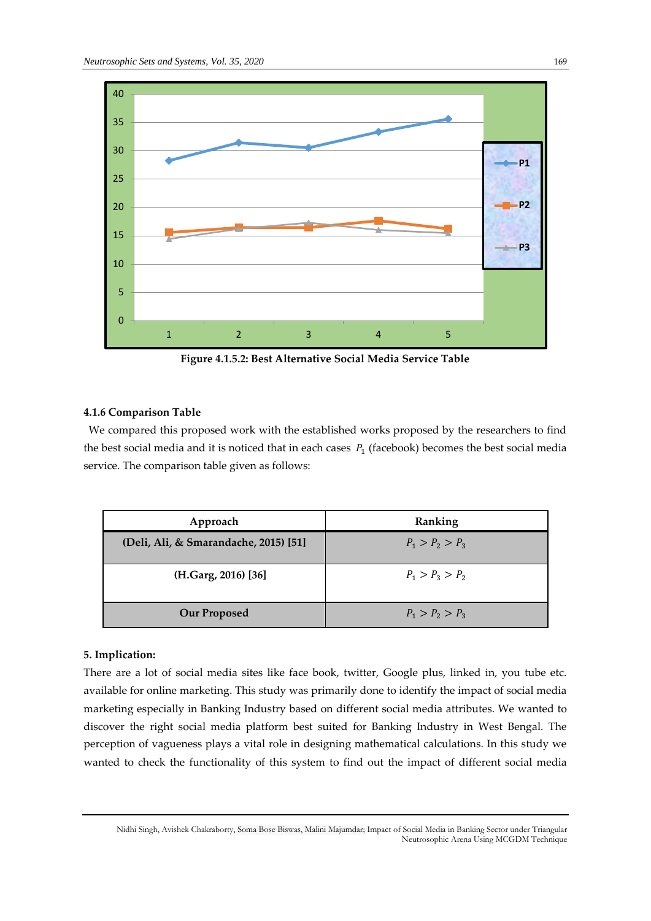Figure 4.1.5.2: Best Alternative Social Media Service Table

### 4.1.6 Comparison Table

We compared this proposed work with the established works proposed by the researchers to find the best social media and it is noticed that in each cases $P_1$ (facebook) becomes the best social media service. The comparison table given as follows:

| Approach | Ranking |
|---|---|
| **(Deli, Ali, & Smarandache, 2015) [51]** | $P_1 > P_2 > P_3$ |
| **(H.Garg, 2016) [36]** | $P_1 > P_3 > P_2$ |
| **Our Proposed** | $P_1 > P_2 > P_3$ |

### 5. Implication:

There are a lot of social media sites like face book, twitter, Google plus, linked in, you tube etc. available for online marketing. This study was primarily done to identify the impact of social media marketing especially in Banking Industry based on different social media attributes. We wanted to discover the right social media platform best suited for Banking Industry in West Bengal. The perception of vagueness plays a vital role in designing mathematical calculations. In this study we wanted to check the functionality of this system to find out the impact of different social media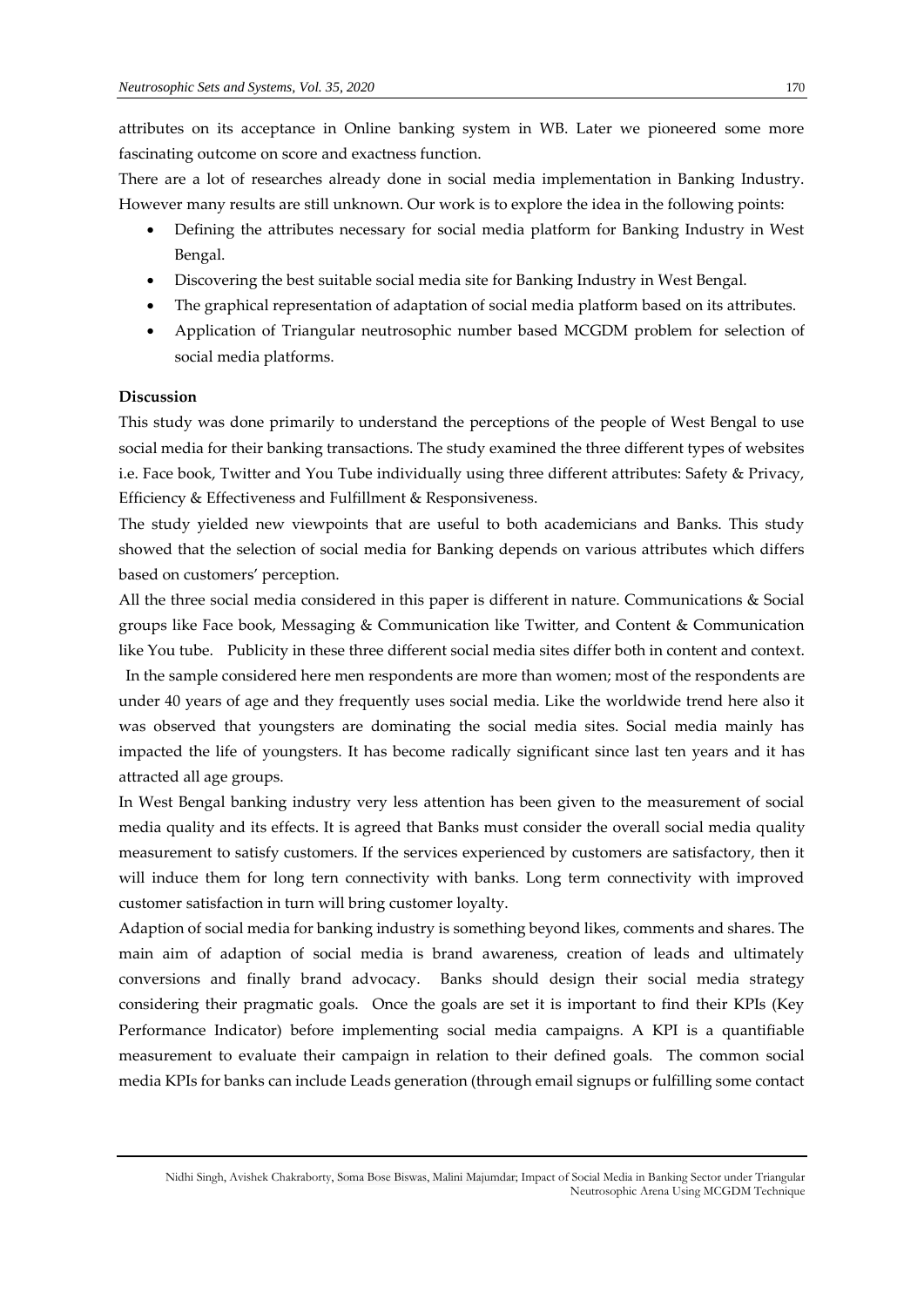attributes on its acceptance in Online banking system in WB. Later we pioneered some more fascinating outcome on score and exactness function.

There are a lot of researches already done in social media implementation in Banking Industry. However many results are still unknown. Our work is to explore the idea in the following points:

- Defining the attributes necessary for social media platform for Banking Industry in West Bengal.
- Discovering the best suitable social media site for Banking Industry in West Bengal.
- The graphical representation of adaptation of social media platform based on its attributes.
- Application of Triangular neutrosophic number based MCGDM problem for selection of social media platforms.

**Discussion**

This study was done primarily to understand the perceptions of the people of West Bengal to use social media for their banking transactions. The study examined the three different types of websites i.e. Face book, Twitter and You Tube individually using three different attributes: Safety & Privacy, Efficiency & Effectiveness and Fulfillment & Responsiveness.

The study yielded new viewpoints that are useful to both academicians and Banks. This study showed that the selection of social media for Banking depends on various attributes which differs based on customers' perception.

All the three social media considered in this paper is different in nature. Communications & Social groups like Face book, Messaging & Communication like Twitter, and Content & Communication like You tube. Publicity in these three different social media sites differ both in content and context.

In the sample considered here men respondents are more than women; most of the respondents are under 40 years of age and they frequently uses social media. Like the worldwide trend here also it was observed that youngsters are dominating the social media sites. Social media mainly has impacted the life of youngsters. It has become radically significant since last ten years and it has attracted all age groups.

In West Bengal banking industry very less attention has been given to the measurement of social media quality and its effects. It is agreed that Banks must consider the overall social media quality measurement to satisfy customers. If the services experienced by customers are satisfactory, then it will induce them for long tern connectivity with banks. Long term connectivity with improved customer satisfaction in turn will bring customer loyalty.

Adaption of social media for banking industry is something beyond likes, comments and shares. The main aim of adaption of social media is brand awareness, creation of leads and ultimately conversions and finally brand advocacy. Banks should design their social media strategy considering their pragmatic goals. Once the goals are set it is important to find their KPIs (Key Performance Indicator) before implementing social media campaigns. A KPI is a quantifiable measurement to evaluate their campaign in relation to their defined goals. The common social media KPIs for banks can include Leads generation (through email signups or fulfilling some contact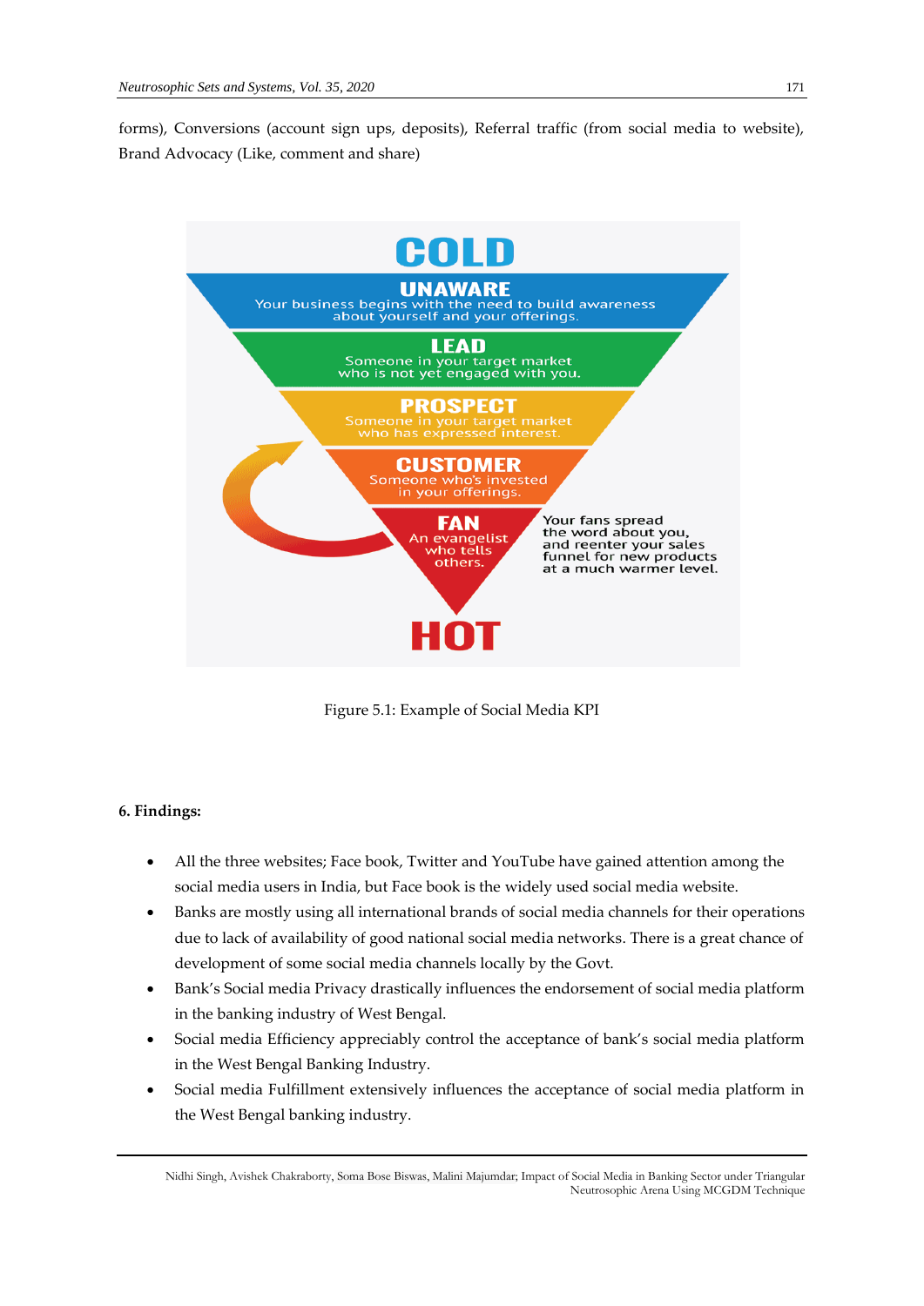forms), Conversions (account sign ups, deposits), Referral traffic (from social media to website), Brand Advocacy (Like, comment and share)

Figure 5.1: Example of Social Media KPI

**6. Findings:**

- All the three websites; Face book, Twitter and YouTube have gained attention among the social media users in India, but Face book is the widely used social media website.
- Banks are mostly using all international brands of social media channels for their operations due to lack of availability of good national social media networks. There is a great chance of development of some social media channels locally by the Govt.
- Bank's Social media Privacy drastically influences the endorsement of social media platform in the banking industry of West Bengal.
- Social media Efficiency appreciably control the acceptance of bank's social media platform in the West Bengal Banking Industry.
- Social media Fulfillment extensively influences the acceptance of social media platform in the West Bengal banking industry.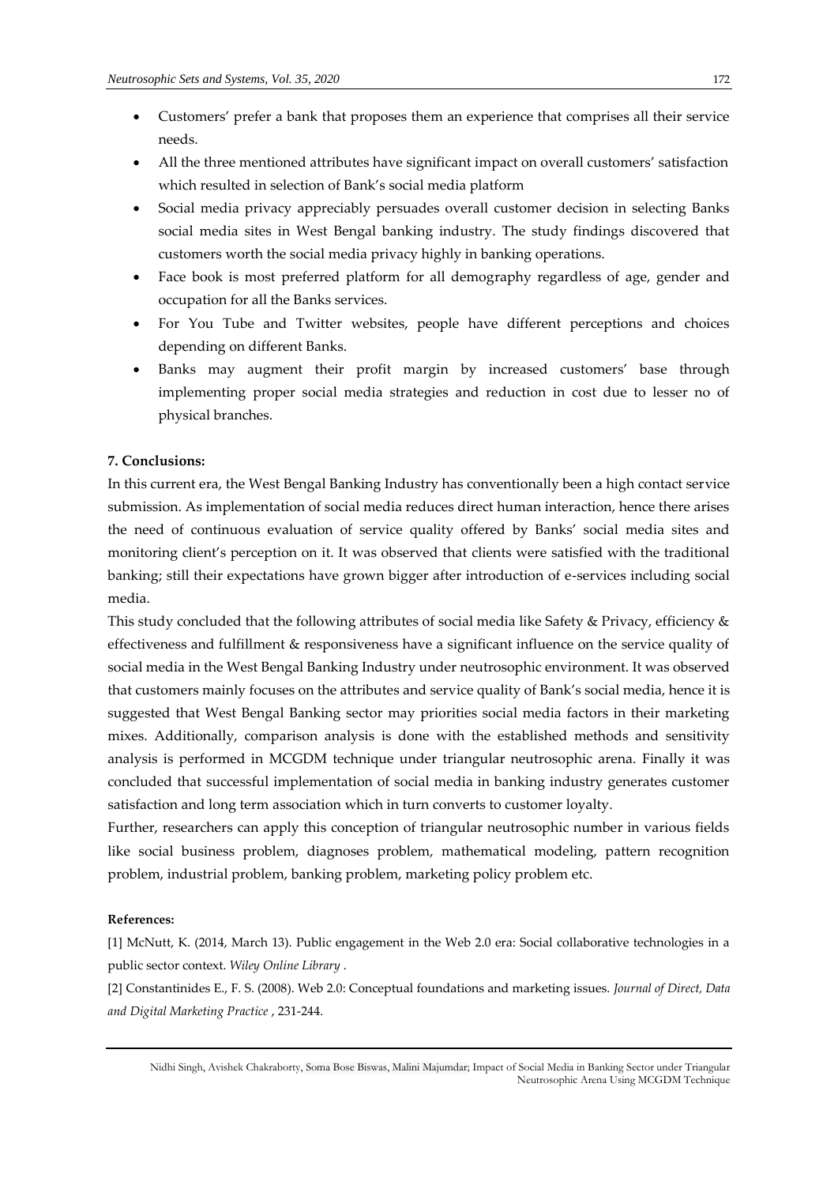- Customers' prefer a bank that proposes them an experience that comprises all their service needs.
- All the three mentioned attributes have significant impact on overall customers' satisfaction which resulted in selection of Bank's social media platform
- Social media privacy appreciably persuades overall customer decision in selecting Banks social media sites in West Bengal banking industry. The study findings discovered that customers worth the social media privacy highly in banking operations.
- Face book is most preferred platform for all demography regardless of age, gender and occupation for all the Banks services.
- For You Tube and Twitter websites, people have different perceptions and choices depending on different Banks.
- Banks may augment their profit margin by increased customers' base through implementing proper social media strategies and reduction in cost due to lesser no of physical branches.

**7. Conclusions:**

In this current era, the West Bengal Banking Industry has conventionally been a high contact service submission. As implementation of social media reduces direct human interaction, hence there arises the need of continuous evaluation of service quality offered by Banks' social media sites and monitoring client's perception on it. It was observed that clients were satisfied with the traditional banking; still their expectations have grown bigger after introduction of e-services including social media.

This study concluded that the following attributes of social media like Safety & Privacy, efficiency & effectiveness and fulfillment & responsiveness have a significant influence on the service quality of social media in the West Bengal Banking Industry under neutrosophic environment. It was observed that customers mainly focuses on the attributes and service quality of Bank's social media, hence it is suggested that West Bengal Banking sector may priorities social media factors in their marketing mixes. Additionally, comparison analysis is done with the established methods and sensitivity analysis is performed in MCGDM technique under triangular neutrosophic arena. Finally it was concluded that successful implementation of social media in banking industry generates customer satisfaction and long term association which in turn converts to customer loyalty.

Further, researchers can apply this conception of triangular neutrosophic number in various fields like social business problem, diagnoses problem, mathematical modeling, pattern recognition problem, industrial problem, banking problem, marketing policy problem etc.

**References:**

[1] McNutt, K. (2014, March 13). Public engagement in the Web 2.0 era: Social collaborative technologies in a public sector context. *Wiley Online Library* .

[2] Constantinides E., F. S. (2008). Web 2.0: Conceptual foundations and marketing issues. *Journal of Direct, Data and Digital Marketing Practice* , 231-244.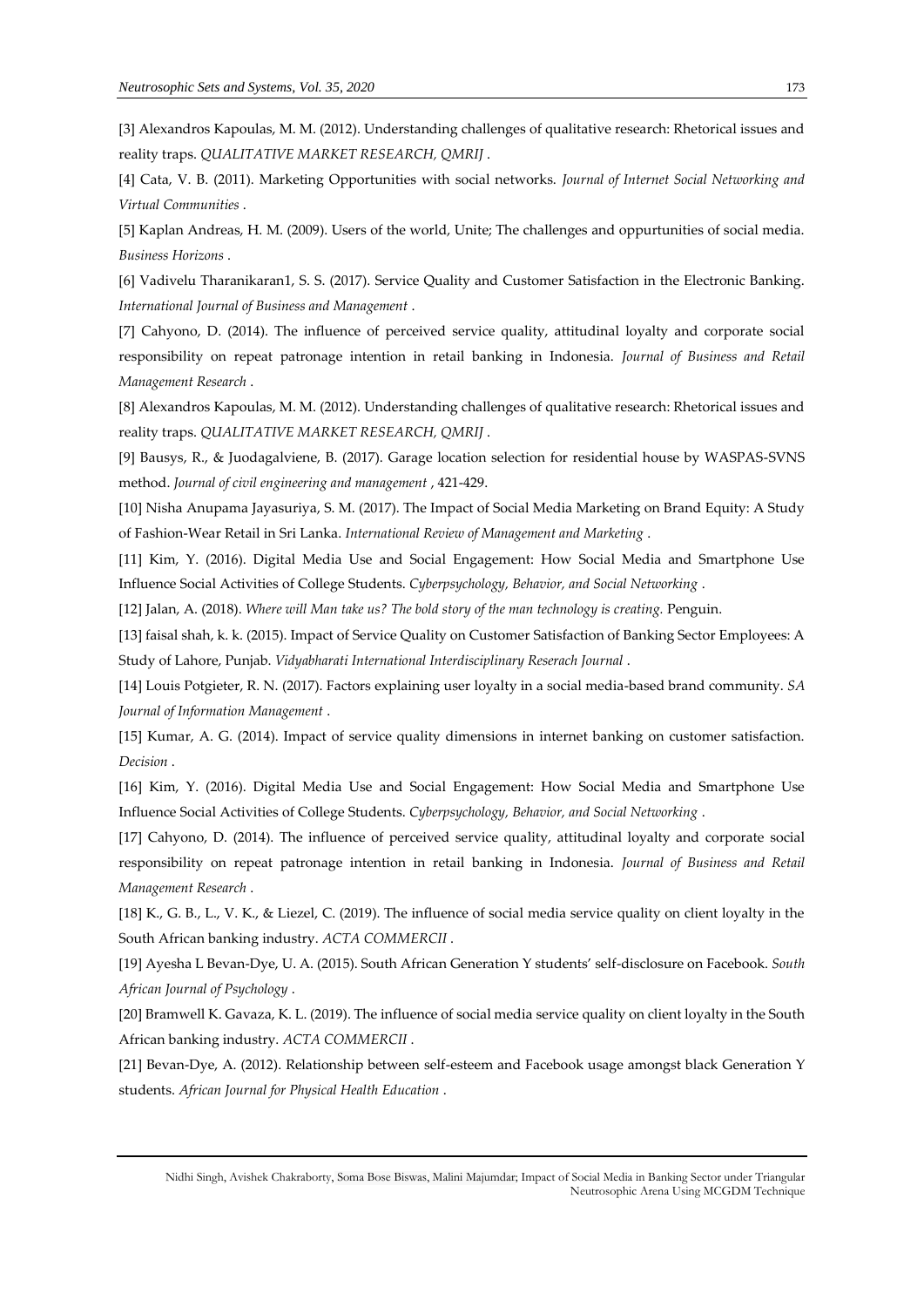[3] Alexandros Kapoulas, M. M. (2012). Understanding challenges of qualitative research: Rhetorical issues and reality traps. *QUALITATIVE MARKET RESEARCH, QMRIJ* .

[4] Cata, V. B. (2011). Marketing Opportunities with social networks. *Journal of Internet Social Networking and Virtual Communities* .

[5] Kaplan Andreas, H. M. (2009). Users of the world, Unite; The challenges and oppurtunities of social media. *Business Horizons* .

[6] Vadivelu Tharanikaran1, S. S. (2017). Service Quality and Customer Satisfaction in the Electronic Banking. *International Journal of Business and Management* .

[7] Cahyono, D. (2014). The influence of perceived service quality, attitudinal loyalty and corporate social responsibility on repeat patronage intention in retail banking in Indonesia. *Journal of Business and Retail Management Research* .

[8] Alexandros Kapoulas, M. M. (2012). Understanding challenges of qualitative research: Rhetorical issues and reality traps. *QUALITATIVE MARKET RESEARCH, QMRIJ* .

[9] Bausys, R., & Juodagalviene, B. (2017). Garage location selection for residential house by WASPAS-SVNS method. *Journal of civil engineering and management* , 421-429.

[10] Nisha Anupama Jayasuriya, S. M. (2017). The Impact of Social Media Marketing on Brand Equity: A Study of Fashion-Wear Retail in Sri Lanka. *International Review of Management and Marketing* .

[11] Kim, Y. (2016). Digital Media Use and Social Engagement: How Social Media and Smartphone Use Influence Social Activities of College Students. *Cyberpsychology, Behavior, and Social Networking* .

[12] Jalan, A. (2018). *Where will Man take us? The bold story of the man technology is creating.* Penguin.

[13] faisal shah, k. k. (2015). Impact of Service Quality on Customer Satisfaction of Banking Sector Employees: A Study of Lahore, Punjab. *Vidyabharati International Interdisciplinary Reserach Journal* .

[14] Louis Potgieter, R. N. (2017). Factors explaining user loyalty in a social media-based brand community. *SA Journal of Information Management* .

[15] Kumar, A. G. (2014). Impact of service quality dimensions in internet banking on customer satisfaction. *Decision* .

[16] Kim, Y. (2016). Digital Media Use and Social Engagement: How Social Media and Smartphone Use Influence Social Activities of College Students. *Cyberpsychology, Behavior, and Social Networking* .

[17] Cahyono, D. (2014). The influence of perceived service quality, attitudinal loyalty and corporate social responsibility on repeat patronage intention in retail banking in Indonesia. *Journal of Business and Retail Management Research* .

[18] K., G. B., L., V. K., & Liezel, C. (2019). The influence of social media service quality on client loyalty in the South African banking industry. *ACTA COMMERCII* .

[19] Ayesha L Bevan-Dye, U. A. (2015). South African Generation Y students' self-disclosure on Facebook. *South African Journal of Psychology* .

[20] Bramwell K. Gavaza, K. L. (2019). The influence of social media service quality on client loyalty in the South African banking industry. *ACTA COMMERCII* .

[21] Bevan-Dye, A. (2012). Relationship between self-esteem and Facebook usage amongst black Generation Y students. *African Journal for Physical Health Education* .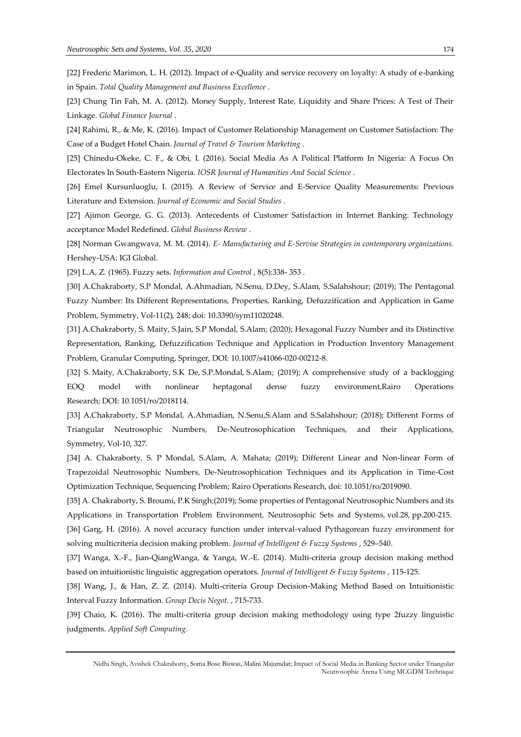[22] Frederic Marimon, L. H. (2012). Impact of e-Quality and service recovery on loyalty: A study of e-banking in Spain. *Total Quality Management and Business Excellence* .

[23] Chung Tin Fah, M. A. (2012). Money Supply, Interest Rate, Liquidity and Share Prices: A Test of Their Linkage. *Global Finance Journal* .

[24] Rahimi, R., & Me, K. (2016). Impact of Customer Relationship Management on Customer Satisfaction: The Case of a Budget Hotel Chain. *Journal of Travel & Tourism Marketing* .

[25] Chinedu-Okeke, C. F., & Obi, I. (2016). Social Media As A Political Platform In Nigeria: A Focus On Electorates In South-Eastern Nigeria. *IOSR Journal of Humanities And Social Science* .

[26] Emel Kursunluoglu, I. (2015). A Review of Service and E-Service Quality Measurements: Previous Literature and Extension. *Journal of Economic and Social Studies* .

[27] Ajimon George, G. G. (2013). Antecedents of Customer Satisfaction in Internet Banking: Technology acceptance Model Redefined. *Global Business Review* .

[28] Norman Gwangwava, M. M. (2014). *E- Manufacturing and E-Servise Strategies in contemporary organizations.* Hershey-USA: IGI Global.

[29] L.A, Z. (1965). Fuzzy sets. *Information and Control* , 8(5):338- 353 .

[30] A.Chakraborty, S.P Mondal, A.Ahmadian, N.Senu, D.Dey, S.Alam, S.Salahshour; (2019); The Pentagonal Fuzzy Number: Its Different Representations, Properties, Ranking, Defuzzification and Application in Game Problem, Symmetry, Vol-11(2), 248; doi: 10.3390/sym11020248.

[31] A.Chakraborty, S. Maity, S.Jain, S.P Mondal, S.Alam; (2020); Hexagonal Fuzzy Number and its Distinctive Representation, Ranking, Defuzzification Technique and Application in Production Inventory Management Problem, Granular Computing, Springer, DOI: 10.1007/s41066-020-00212-8.

[32] S. Maity, A.Chakraborty, S.K De, S.P.Mondal, S.Alam; (2019); A comprehensive study of a backlogging EOQ model with nonlinear heptagonal dense fuzzy environment,Rairo Operations Research; DOI: 10.1051/ro/2018114.

[33] A.Chakraborty, S.P Mondal, A.Ahmadian, N.Senu,S.Alam and S.Salahshour; (2018); Different Forms of Triangular Neutrosophic Numbers, De-Neutrosophication Techniques, and their Applications, Symmetry, Vol-10, 327.

[34] A. Chakraborty, S. P Mondal, S.Alam, A. Mahata; (2019); Different Linear and Non-linear Form of Trapezoidal Neutrosophic Numbers, De-Neutrosophication Techniques and its Application in Time-Cost Optimization Technique, Sequencing Problem; Rairo Operations Research, doi: 10.1051/ro/2019090.

[35] A. Chakraborty, S. Broumi, P.K Singh;(2019); Some properties of Pentagonal Neutrosophic Numbers and its Applications in Transportation Problem Environment, Neutrosophic Sets and Systems, vol.28, pp.200-215.

[36] Garg, H. (2016). A novel accuracy function under interval-valued Pythagorean fuzzy environment for solving multicriteria decision making problem. *Journal of Intelligent & Fuzzy Systems* , 529–540.

[37] Wanga, X.-F., Jian-QiangWanga, & Yanga, W.-E. (2014). Multi-criteria group decision making method based on intuitionistic linguistic aggregation operators. *Journal of Intelligent & Fuzzy Systems* , 115-125.

[38] Wang, J., & Han, Z. Z. (2014). Multi-criteria Group Decision-Making Method Based on Intuitionistic Interval Fuzzy Information. *Group Decis Negot.* , 715-733.

[39] Chaio, K. (2016). The multi-criteria group decision making methodology using type 2fuzzy linguistic judgments. *Applied Soft Computing.*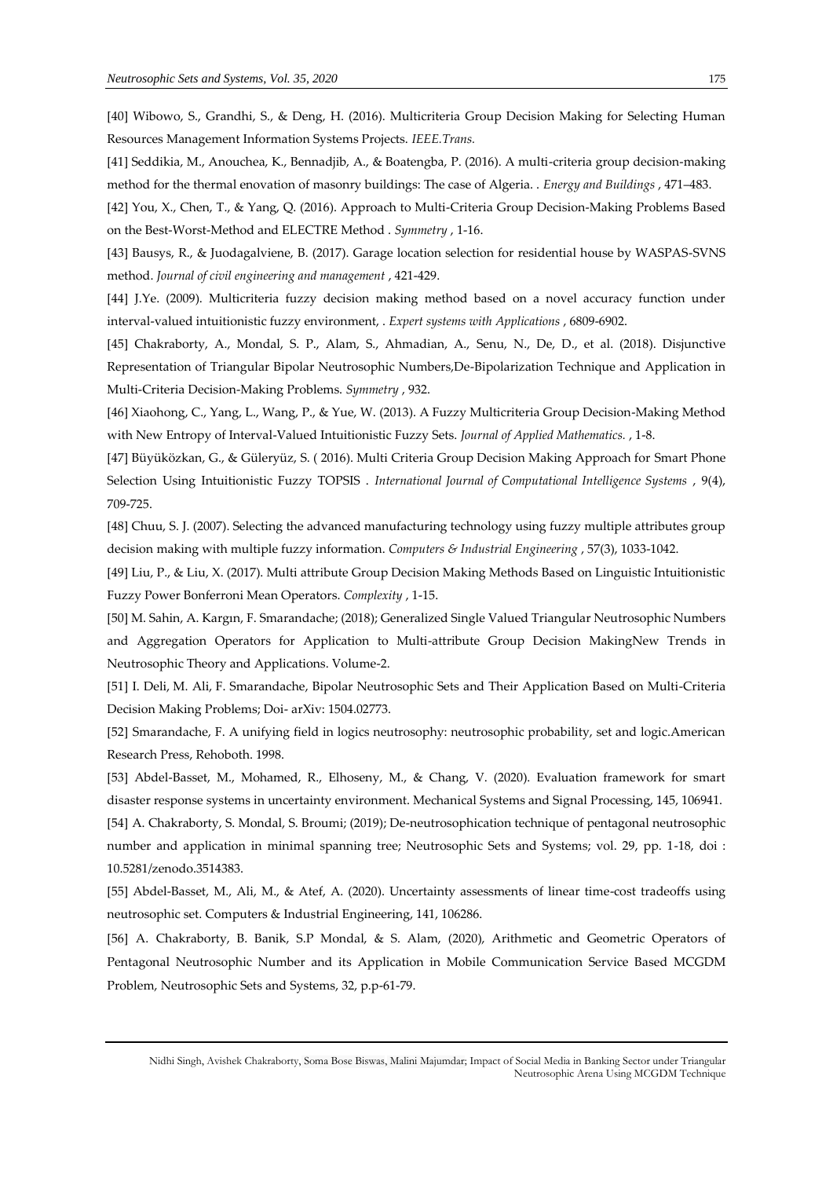[40] Wibowo, S., Grandhi, S., & Deng, H. (2016). Multicriteria Group Decision Making for Selecting Human Resources Management Information Systems Projects. *IEEE.Trans.*

[41] Seddikia, M., Anouchea, K., Bennadjib, A., & Boatengba, P. (2016). A multi-criteria group decision-making method for the thermal enovation of masonry buildings: The case of Algeria. . *Energy and Buildings* , 471–483.

[42] You, X., Chen, T., & Yang, Q. (2016). Approach to Multi-Criteria Group Decision-Making Problems Based on the Best-Worst-Method and ELECTRE Method . *Symmetry* , 1-16.

[43] Bausys, R., & Juodagalviene, B. (2017). Garage location selection for residential house by WASPAS-SVNS method. *Journal of civil engineering and management* , 421-429.

[44] J.Ye. (2009). Multicriteria fuzzy decision making method based on a novel accuracy function under interval-valued intuitionistic fuzzy environment, . *Expert systems with Applications* , 6809-6902.

[45] Chakraborty, A., Mondal, S. P., Alam, S., Ahmadian, A., Senu, N., De, D., et al. (2018). Disjunctive Representation of Triangular Bipolar Neutrosophic Numbers,De-Bipolarization Technique and Application in Multi-Criteria Decision-Making Problems. *Symmetry* , 932.

[46] Xiaohong, C., Yang, L., Wang, P., & Yue, W. (2013). A Fuzzy Multicriteria Group Decision-Making Method with New Entropy of Interval-Valued Intuitionistic Fuzzy Sets. *Journal of Applied Mathematics.* , 1-8.

[47] Büyüközkan, G., & Güleryüz, S. ( 2016). Multi Criteria Group Decision Making Approach for Smart Phone Selection Using Intuitionistic Fuzzy TOPSIS . *International Journal of Computational Intelligence Systems* , 9(4), 709-725.

[48] Chuu, S. J. (2007). Selecting the advanced manufacturing technology using fuzzy multiple attributes group decision making with multiple fuzzy information. *Computers & Industrial Engineering* , 57(3), 1033-1042.

[49] Liu, P., & Liu, X. (2017). Multi attribute Group Decision Making Methods Based on Linguistic Intuitionistic Fuzzy Power Bonferroni Mean Operators. *Complexity* , 1-15.

[50] M. Sahin, A. Kargın, F. Smarandache; (2018); Generalized Single Valued Triangular Neutrosophic Numbers and Aggregation Operators for Application to Multi-attribute Group Decision MakingNew Trends in Neutrosophic Theory and Applications. Volume-2.

[51] I. Deli, M. Ali, F. Smarandache, Bipolar Neutrosophic Sets and Their Application Based on Multi-Criteria Decision Making Problems; Doi- arXiv: 1504.02773.

[52] Smarandache, F. A unifying field in logics neutrosophy: neutrosophic probability, set and logic.American Research Press, Rehoboth. 1998.

[53] Abdel-Basset, M., Mohamed, R., Elhoseny, M., & Chang, V. (2020). Evaluation framework for smart disaster response systems in uncertainty environment. Mechanical Systems and Signal Processing, 145, 106941.

[54] A. Chakraborty, S. Mondal, S. Broumi; (2019); De-neutrosophication technique of pentagonal neutrosophic number and application in minimal spanning tree; Neutrosophic Sets and Systems; vol. 29, pp. 1-18, doi : 10.5281/zenodo.3514383.

[55] Abdel-Basset, M., Ali, M., & Atef, A. (2020). Uncertainty assessments of linear time-cost tradeoffs using neutrosophic set. Computers & Industrial Engineering, 141, 106286.

[56] A. Chakraborty, B. Banik, S.P Mondal, & S. Alam, (2020), Arithmetic and Geometric Operators of Pentagonal Neutrosophic Number and its Application in Mobile Communication Service Based MCGDM Problem, Neutrosophic Sets and Systems, 32, p.p-61-79.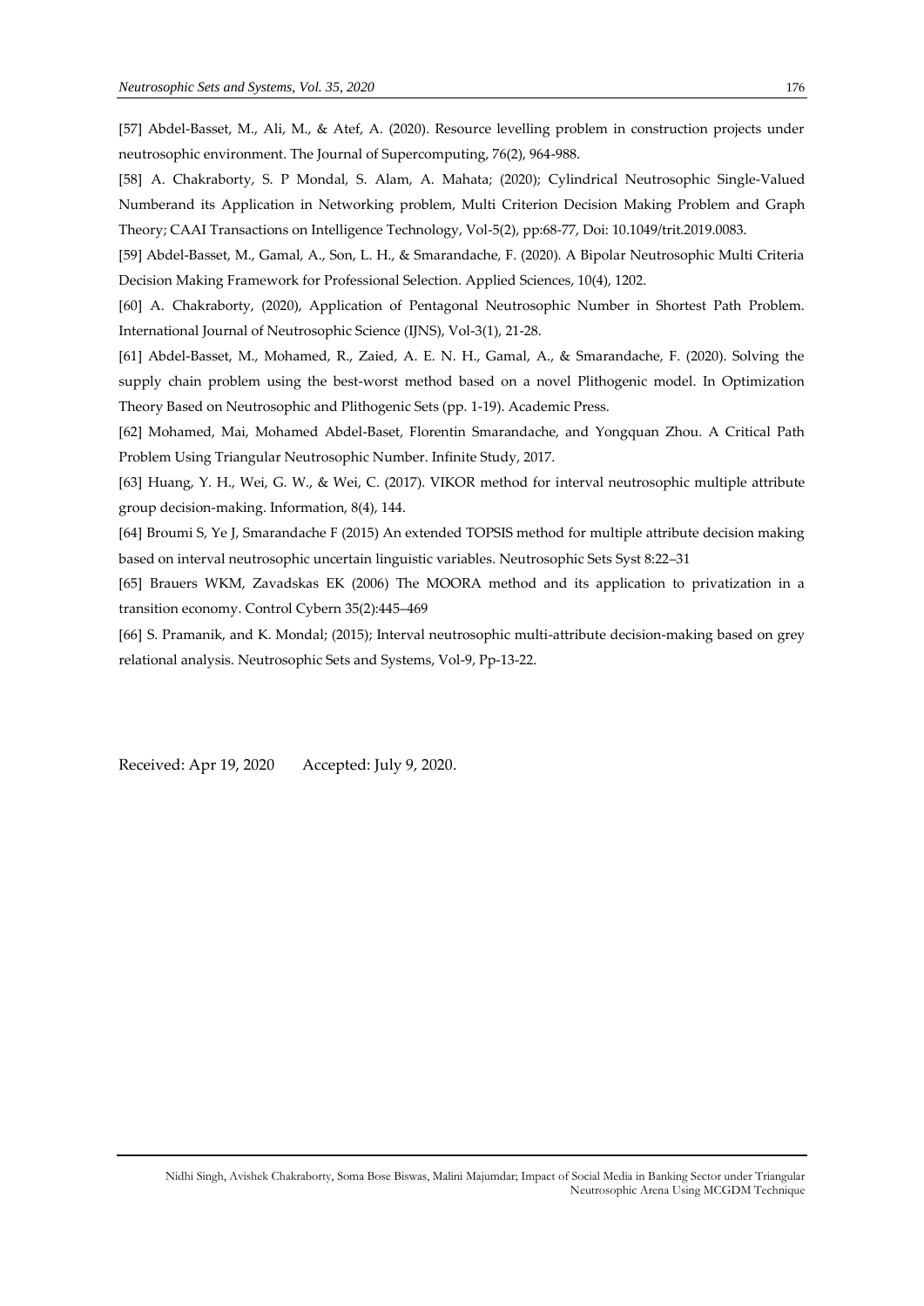[57] Abdel-Basset, M., Ali, M., & Atef, A. (2020). Resource levelling problem in construction projects under neutrosophic environment. The Journal of Supercomputing, 76(2), 964-988.

[58] A. Chakraborty, S. P Mondal, S. Alam, A. Mahata; (2020); Cylindrical Neutrosophic Single-Valued Numberand its Application in Networking problem, Multi Criterion Decision Making Problem and Graph Theory; CAAI Transactions on Intelligence Technology, Vol-5(2), pp:68-77, Doi: 10.1049/trit.2019.0083.

[59] Abdel-Basset, M., Gamal, A., Son, L. H., & Smarandache, F. (2020). A Bipolar Neutrosophic Multi Criteria Decision Making Framework for Professional Selection. Applied Sciences, 10(4), 1202.

[60] A. Chakraborty, (2020), Application of Pentagonal Neutrosophic Number in Shortest Path Problem. International Journal of Neutrosophic Science (IJNS), Vol-3(1), 21-28.

[61] Abdel-Basset, M., Mohamed, R., Zaied, A. E. N. H., Gamal, A., & Smarandache, F. (2020). Solving the supply chain problem using the best-worst method based on a novel Plithogenic model. In Optimization Theory Based on Neutrosophic and Plithogenic Sets (pp. 1-19). Academic Press.

[62] Mohamed, Mai, Mohamed Abdel-Baset, Florentin Smarandache, and Yongquan Zhou. A Critical Path Problem Using Triangular Neutrosophic Number. Infinite Study, 2017.

[63] Huang, Y. H., Wei, G. W., & Wei, C. (2017). VIKOR method for interval neutrosophic multiple attribute group decision-making. Information, 8(4), 144.

[64] Broumi S, Ye J, Smarandache F (2015) An extended TOPSIS method for multiple attribute decision making based on interval neutrosophic uncertain linguistic variables. Neutrosophic Sets Syst 8:22–31

[65] Brauers WKM, Zavadskas EK (2006) The MOORA method and its application to privatization in a transition economy. Control Cybern 35(2):445–469

[66] S. Pramanik, and K. Mondal; (2015); Interval neutrosophic multi-attribute decision-making based on grey relational analysis. Neutrosophic Sets and Systems, Vol-9, Pp-13-22.

Received: Apr 19, 2020    Accepted: July 9, 2020.